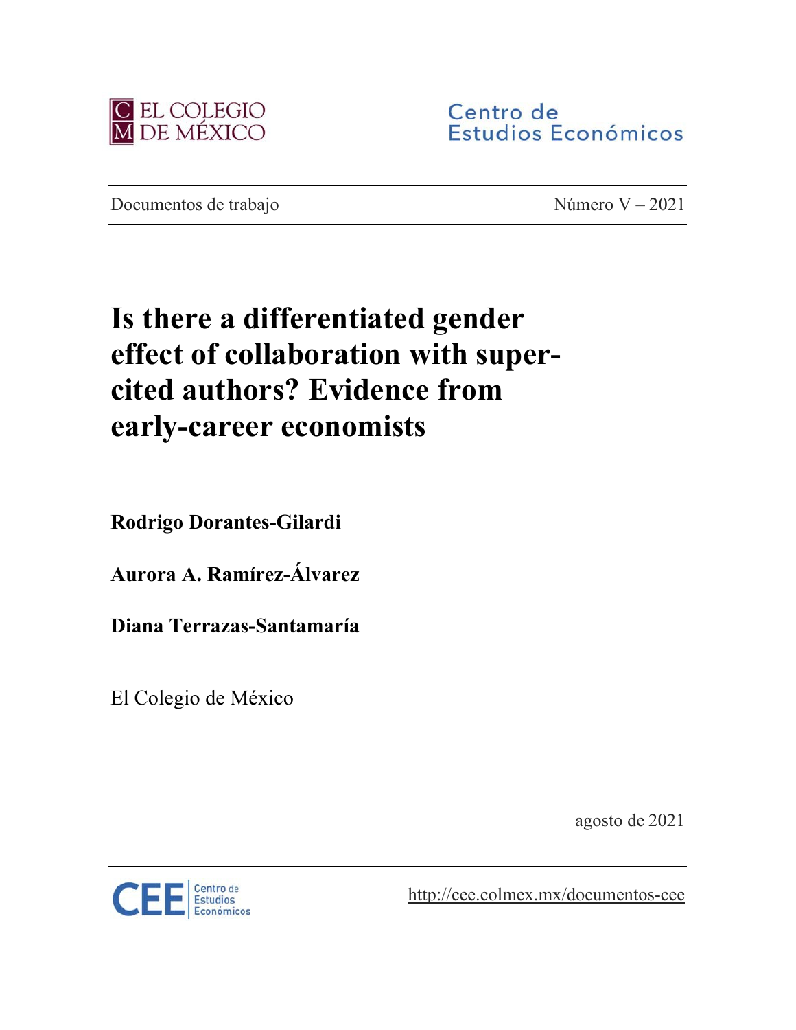EL COLEGIO DE MÉXICO

Centro de Estudios Económicos

Documentos de trabajo

Número V – 2021

# Is there a differentiated gender effect of collaboration with super-cited authors? Evidence from early-career economists

**Rodrigo Dorantes-Gilardi**

**Aurora A. Ramírez-Álvarez**

**Diana Terrazas-Santamaría**

El Colegio de México

agosto de 2021

CEE Centro de Estudios Económicos

http://cee.colmex.mx/documentos-cee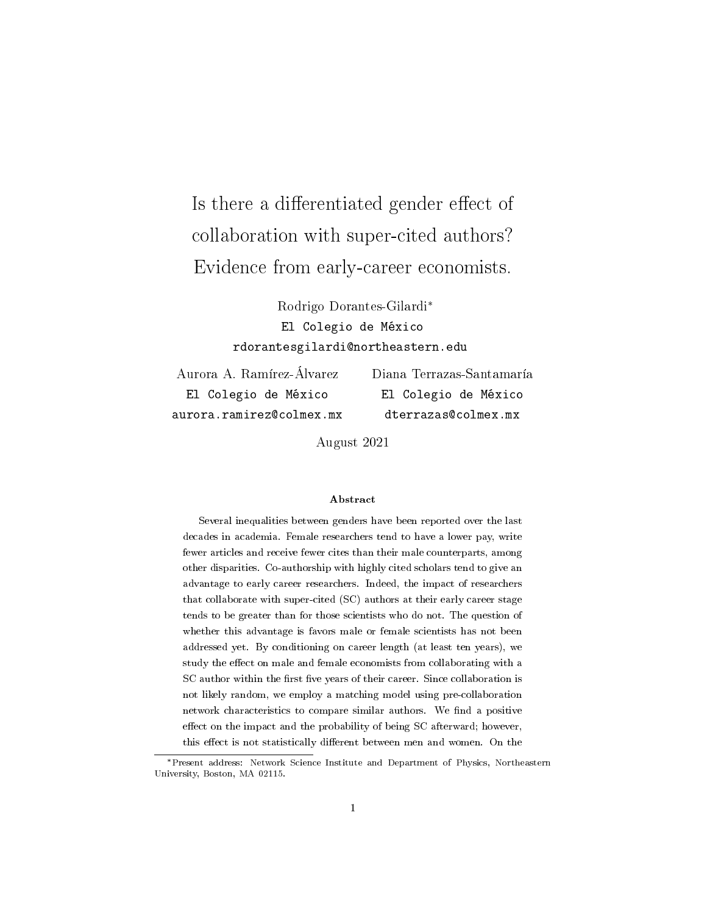# Is there a differentiated gender effect of collaboration with super-cited authors? Evidence from early-career economists.

Rodrigo Dorantes-Gilardi*
El Colegio de México
rdorantesgilardi@northeastern.edu

Aurora A. Ramírez-Álvarez
El Colegio de México
aurora.ramirez@colmex.mx

Diana Terrazas-Santamaría
El Colegio de México
dterrazas@colmex.mx

August 2021

### Abstract

Several inequalities between genders have been reported over the last decades in academia. Female researchers tend to have a lower pay, write fewer articles and receive fewer cites than their male counterparts, among other disparities. Co-authorship with highly cited scholars tend to give an advantage to early career researchers. Indeed, the impact of researchers that collaborate with super-cited (SC) authors at their early career stage tends to be greater than for those scientists who do not. The question of whether this advantage is favors male or female scientists has not been addressed yet. By conditioning on career length (at least ten years), we study the effect on male and female economists from collaborating with a SC author within the first five years of their career. Since collaboration is not likely random, we employ a matching model using pre-collaboration network characteristics to compare similar authors. We find a positive effect on the impact and the probability of being SC afterward; however, this effect is not statistically different between men and women. On the

*Present address: Network Science Institute and Department of Physics, Northeastern University, Boston, MA 02115.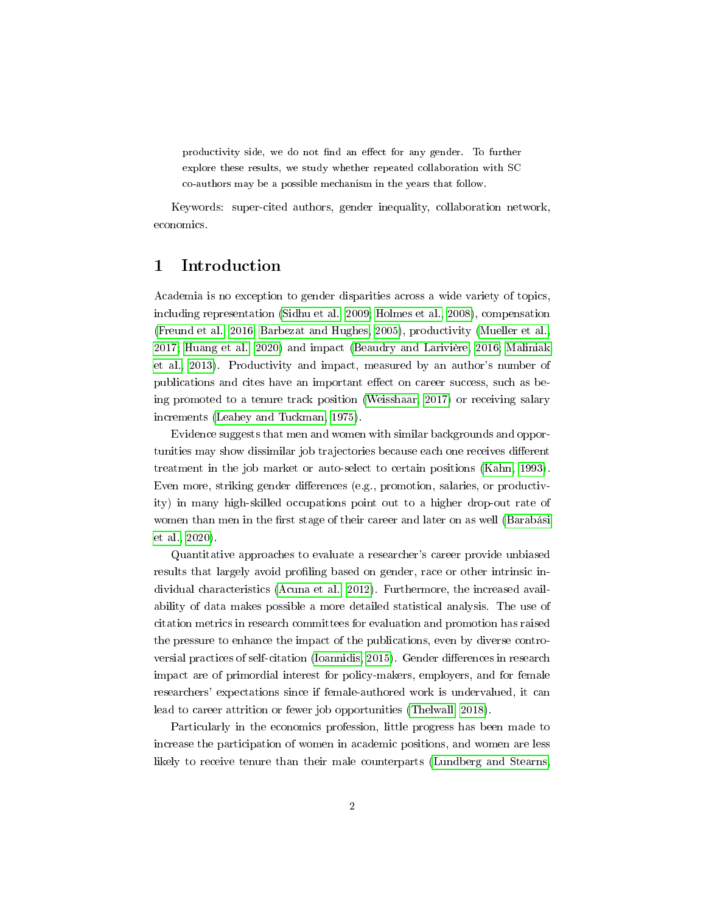productivity side, we do not find an effect for any gender. To further explore these results, we study whether repeated collaboration with SC co-authors may be a possible mechanism in the years that follow.

Keywords: super-cited authors, gender inequality, collaboration network, economics.

## 1 Introduction

Academia is no exception to gender disparities across a wide variety of topics, including representation (Sidhu et al., 2009; Holmes et al., 2008), compensation (Freund et al., 2016; Barbezat and Hughes, 2005), productivity (Mueller et al., 2017; Huang et al., 2020) and impact (Beaudry and Larivière, 2016; Maliniak et al., 2013). Productivity and impact, measured by an author's number of publications and cites have an important effect on career success, such as being promoted to a tenure track position (Weisshaar, 2017) or receiving salary increments (Leahey and Tuckman, 1975).

Evidence suggests that men and women with similar backgrounds and opportunities may show dissimilar job trajectories because each one receives different treatment in the job market or auto-select to certain positions (Kahn, 1993). Even more, striking gender differences (e.g., promotion, salaries, or productivity) in many high-skilled occupations point out to a higher drop-out rate of women than men in the first stage of their career and later on as well (Barabási et al., 2020).

Quantitative approaches to evaluate a researcher's career provide unbiased results that largely avoid profiling based on gender, race or other intrinsic individual characteristics (Acuna et al., 2012). Furthermore, the increased availability of data makes possible a more detailed statistical analysis. The use of citation metrics in research committees for evaluation and promotion has raised the pressure to enhance the impact of the publications, even by diverse controversial practices of self-citation (Ioannidis, 2015). Gender differences in research impact are of primordial interest for policy-makers, employers, and for female researchers' expectations since if female-authored work is undervalued, it can lead to career attrition or fewer job opportunities (Thelwall, 2018).

Particularly in the economics profession, little progress has been made to increase the participation of women in academic positions, and women are less likely to receive tenure than their male counterparts (Lundberg and Stearns,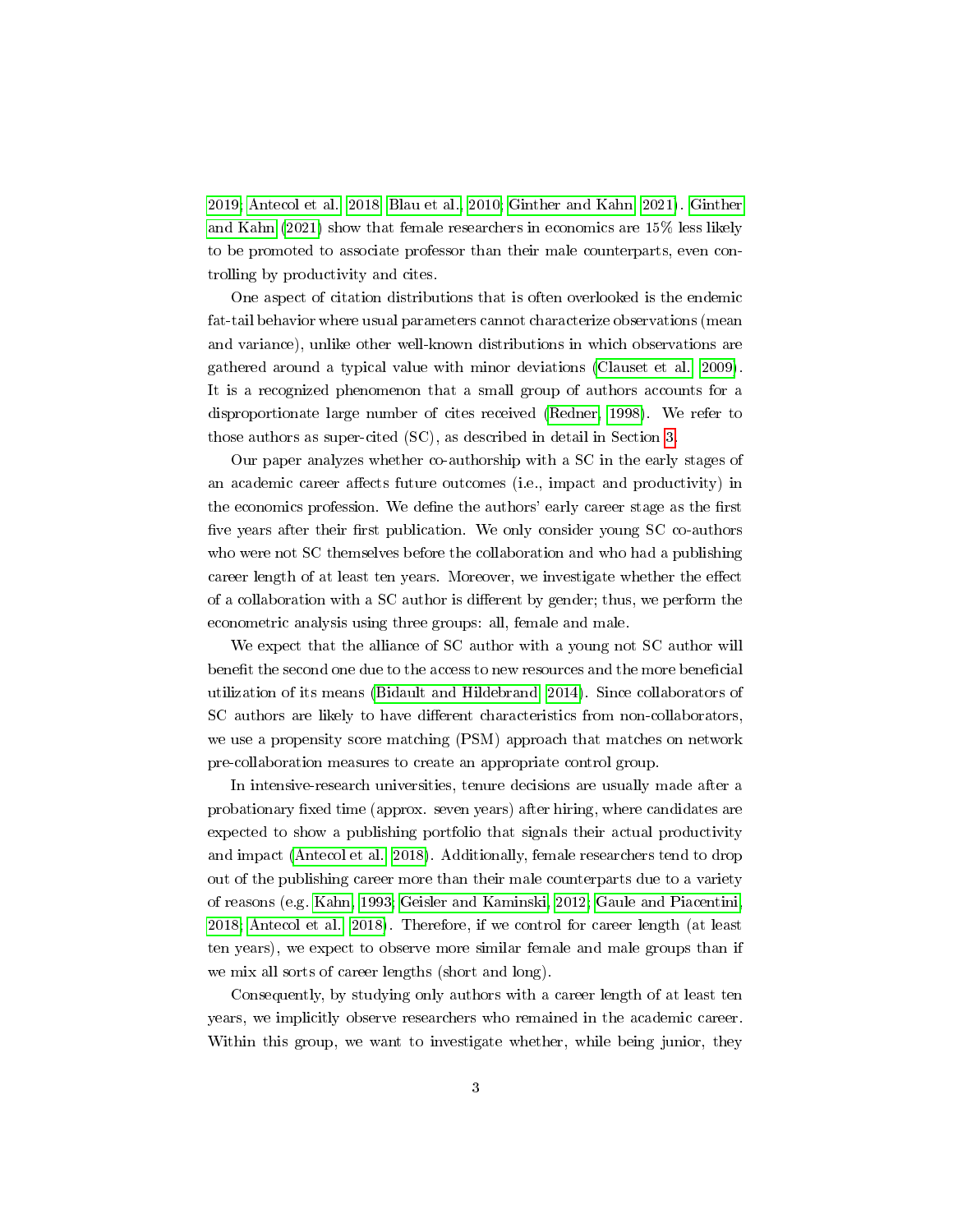2019; Antecol et al., 2018; Blau et al., 2010; Ginther and Kahn, 2021). Ginther and Kahn (2021) show that female researchers in economics are 15% less likely to be promoted to associate professor than their male counterparts, even controlling by productivity and cites.

One aspect of citation distributions that is often overlooked is the endemic fat-tail behavior where usual parameters cannot characterize observations (mean and variance), unlike other well-known distributions in which observations are gathered around a typical value with minor deviations (Clauset et al., 2009). It is a recognized phenomenon that a small group of authors accounts for a disproportionate large number of cites received (Redner, 1998). We refer to those authors as super-cited (SC), as described in detail in Section 3.

Our paper analyzes whether co-authorship with a SC in the early stages of an academic career affects future outcomes (i.e., impact and productivity) in the economics profession. We define the authors' early career stage as the first five years after their first publication. We only consider young SC co-authors who were not SC themselves before the collaboration and who had a publishing career length of at least ten years. Moreover, we investigate whether the effect of a collaboration with a SC author is different by gender; thus, we perform the econometric analysis using three groups: all, female and male.

We expect that the alliance of SC author with a young not SC author will benefit the second one due to the access to new resources and the more beneficial utilization of its means (Bidault and Hildebrand, 2014). Since collaborators of SC authors are likely to have different characteristics from non-collaborators, we use a propensity score matching (PSM) approach that matches on network pre-collaboration measures to create an appropriate control group.

In intensive-research universities, tenure decisions are usually made after a probationary fixed time (approx. seven years) after hiring, where candidates are expected to show a publishing portfolio that signals their actual productivity and impact (Antecol et al., 2018). Additionally, female researchers tend to drop out of the publishing career more than their male counterparts due to a variety of reasons (e.g. Kahn, 1993; Geisler and Kaminski, 2012; Gaule and Piacentini, 2018; Antecol et al., 2018). Therefore, if we control for career length (at least ten years), we expect to observe more similar female and male groups than if we mix all sorts of career lengths (short and long).

Consequently, by studying only authors with a career length of at least ten years, we implicitly observe researchers who remained in the academic career. Within this group, we want to investigate whether, while being junior, they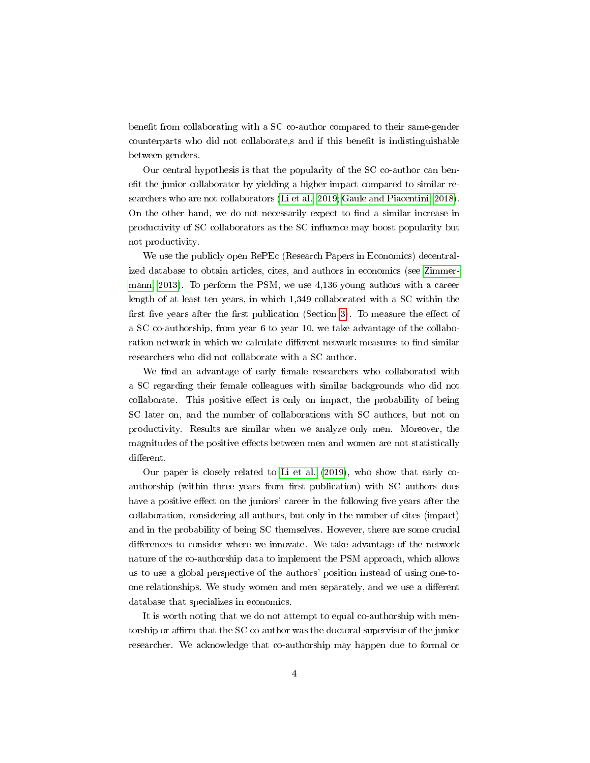benefit from collaborating with a SC co-author compared to their same-gender counterparts who did not collaborate,s and if this benefit is indistinguishable between genders.

Our central hypothesis is that the popularity of the SC co-author can benefit the junior collaborator by yielding a higher impact compared to similar researchers who are not collaborators (Li et al., 2019; Gaule and Piacentini, 2018). On the other hand, we do not necessarily expect to find a similar increase in productivity of SC collaborators as the SC influence may boost popularity but not productivity.

We use the publicly open RePEc (Research Papers in Economics) decentralized database to obtain articles, cites, and authors in economics (see Zimmermann, 2013). To perform the PSM, we use 4,136 young authors with a career length of at least ten years, in which 1,349 collaborated with a SC within the first five years after the first publication (Section 3). To measure the effect of a SC co-authorship, from year 6 to year 10, we take advantage of the collaboration network in which we calculate different network measures to find similar researchers who did not collaborate with a SC author.

We find an advantage of early female researchers who collaborated with a SC regarding their female colleagues with similar backgrounds who did not collaborate. This positive effect is only on impact, the probability of being SC later on, and the number of collaborations with SC authors, but not on productivity. Results are similar when we analyze only men. Moreover, the magnitudes of the positive effects between men and women are not statistically different.

Our paper is closely related to Li et al. (2019), who show that early co-authorship (within three years from first publication) with SC authors does have a positive effect on the juniors' career in the following five years after the collaboration, considering all authors, but only in the number of cites (impact) and in the probability of being SC themselves. However, there are some crucial differences to consider where we innovate. We take advantage of the network nature of the co-authorship data to implement the PSM approach, which allows us to use a global perspective of the authors' position instead of using one-to-one relationships. We study women and men separately, and we use a different database that specializes in economics.

It is worth noting that we do not attempt to equal co-authorship with mentorship or affirm that the SC co-author was the doctoral supervisor of the junior researcher. We acknowledge that co-authorship may happen due to formal or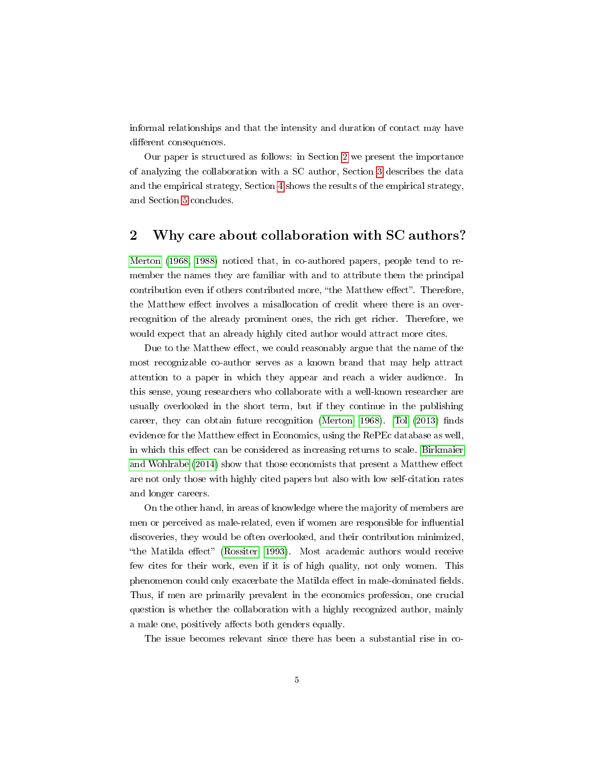informal relationships and that the intensity and duration of contact may have different consequences.

Our paper is structured as follows: in Section 2 we present the importance of analyzing the collaboration with a SC author, Section 3 describes the data and the empirical strategy, Section 4 shows the results of the empirical strategy, and Section 5 concludes.

## 2 Why care about collaboration with SC authors?

Merton (1968, 1988) noticed that, in co-authored papers, people tend to remember the names they are familiar with and to attribute them the principal contribution even if others contributed more, "the Matthew effect". Therefore, the Matthew effect involves a misallocation of credit where there is an over-recognition of the already prominent ones, the rich get richer. Therefore, we would expect that an already highly cited author would attract more cites.

Due to the Matthew effect, we could reasonably argue that the name of the most recognizable co-author serves as a known brand that may help attract attention to a paper in which they appear and reach a wider audience. In this sense, young researchers who collaborate with a well-known researcher are usually overlooked in the short term, but if they continue in the publishing career, they can obtain future recognition (Merton, 1968). Tol (2013) finds evidence for the Matthew effect in Economics, using the RePEc database as well, in which this effect can be considered as increasing returns to scale. Birkmaier and Wohlrabe (2014) show that those economists that present a Matthew effect are not only those with highly cited papers but also with low self-citation rates and longer careers.

On the other hand, in areas of knowledge where the majority of members are men or perceived as male-related, even if women are responsible for influential discoveries, they would be often overlooked, and their contribution minimized, "the Matilda effect" (Rossiter, 1993). Most academic authors would receive few cites for their work, even if it is of high quality, not only women. This phenomenon could only exacerbate the Matilda effect in male-dominated fields. Thus, if men are primarily prevalent in the economics profession, one crucial question is whether the collaboration with a highly recognized author, mainly a male one, positively affects both genders equally.

The issue becomes relevant since there has been a substantial rise in co-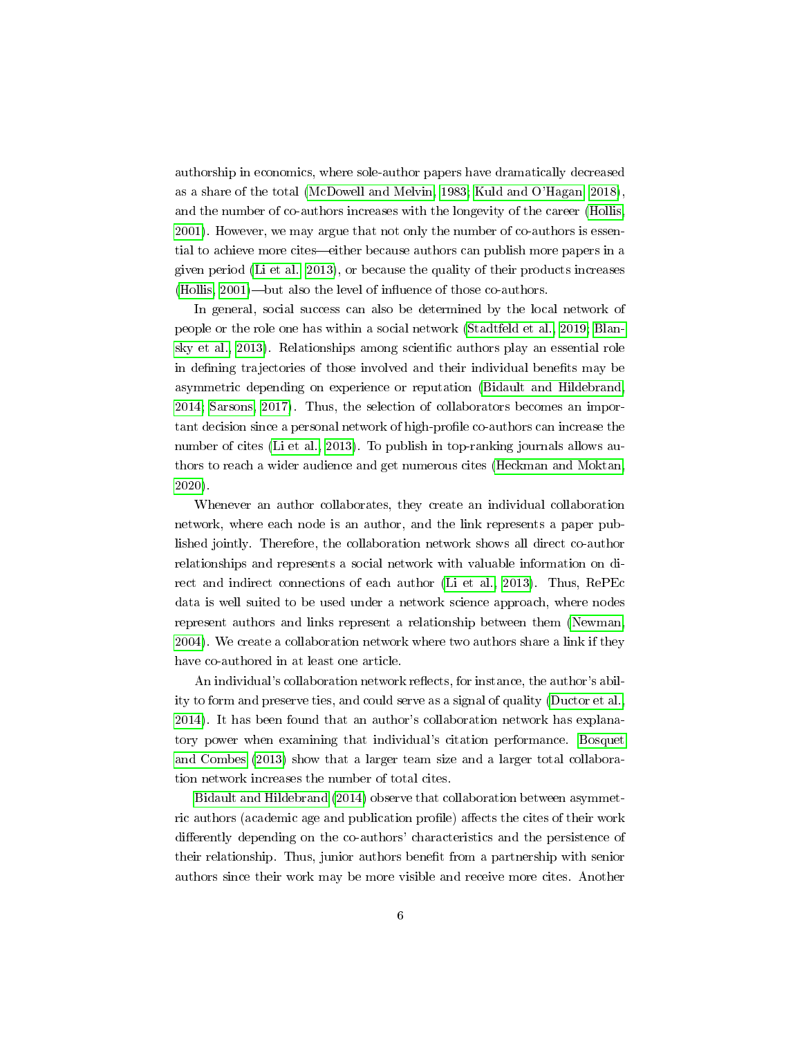authorship in economics, where sole-author papers have dramatically decreased as a share of the total (McDowell and Melvin, 1983; Kuld and O'Hagan, 2018), and the number of co-authors increases with the longevity of the career (Hollis, 2001). However, we may argue that not only the number of co-authors is essential to achieve more cites—either because authors can publish more papers in a given period (Li et al., 2013), or because the quality of their products increases (Hollis, 2001)—but also the level of influence of those co-authors.

In general, social success can also be determined by the local network of people or the role one has within a social network (Stadtfeld et al., 2019; Blansky et al., 2013). Relationships among scientific authors play an essential role in defining trajectories of those involved and their individual benefits may be asymmetric depending on experience or reputation (Bidault and Hildebrand, 2014; Sarsons, 2017). Thus, the selection of collaborators becomes an important decision since a personal network of high-profile co-authors can increase the number of cites (Li et al., 2013). To publish in top-ranking journals allows authors to reach a wider audience and get numerous cites (Heckman and Moktan, 2020).

Whenever an author collaborates, they create an individual collaboration network, where each node is an author, and the link represents a paper published jointly. Therefore, the collaboration network shows all direct co-author relationships and represents a social network with valuable information on direct and indirect connections of each author (Li et al., 2013). Thus, RePEc data is well suited to be used under a network science approach, where nodes represent authors and links represent a relationship between them (Newman, 2004). We create a collaboration network where two authors share a link if they have co-authored in at least one article.

An individual's collaboration network reflects, for instance, the author's ability to form and preserve ties, and could serve as a signal of quality (Ductor et al., 2014). It has been found that an author's collaboration network has explanatory power when examining that individual's citation performance. Bosquet and Combes (2013) show that a larger team size and a larger total collaboration network increases the number of total cites.

Bidault and Hildebrand (2014) observe that collaboration between asymmetric authors (academic age and publication profile) affects the cites of their work differently depending on the co-authors' characteristics and the persistence of their relationship. Thus, junior authors benefit from a partnership with senior authors since their work may be more visible and receive more cites. Another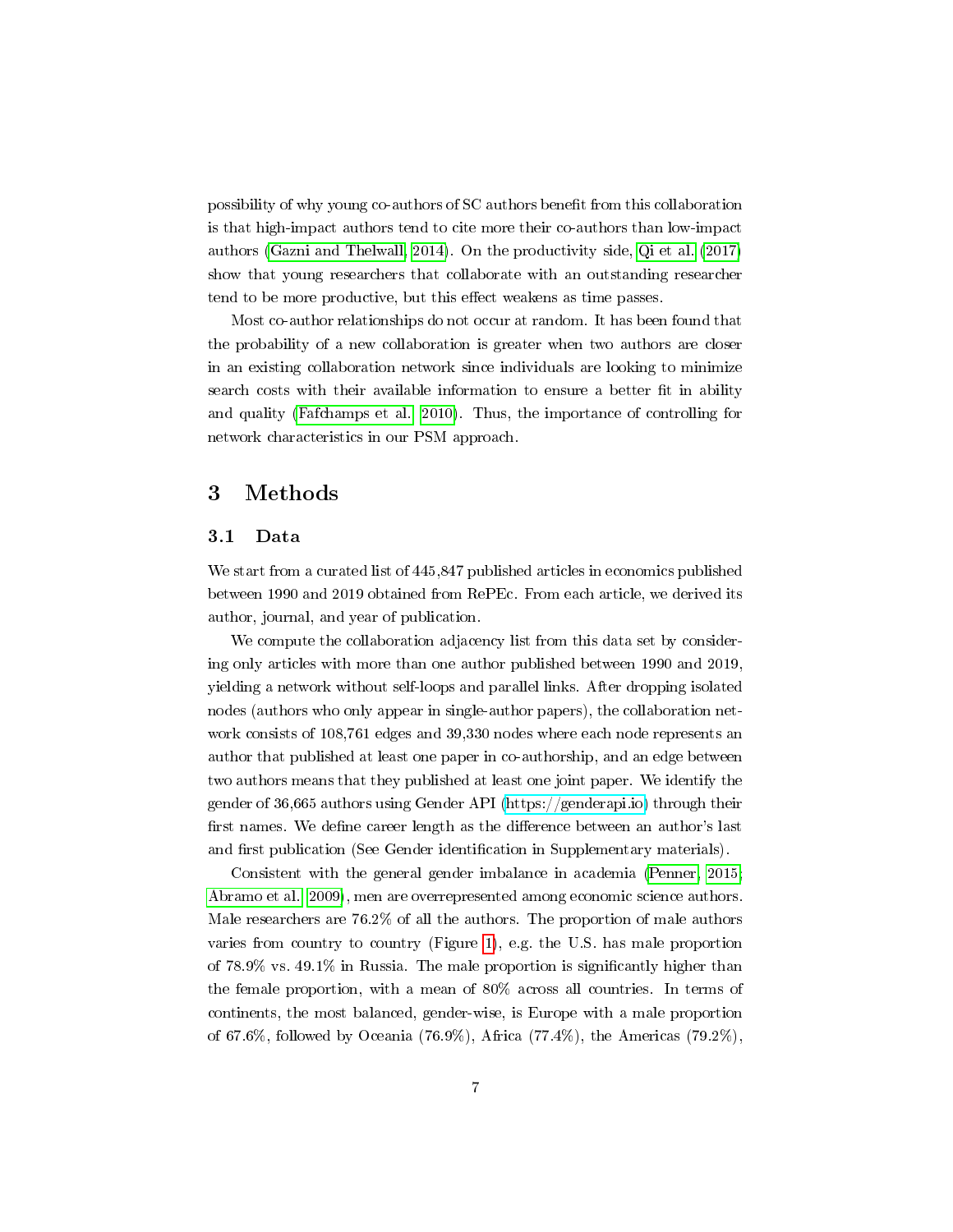possibility of why young co-authors of SC authors benefit from this collaboration is that high-impact authors tend to cite more their co-authors than low-impact authors (Gazni and Thelwall, 2014). On the productivity side, Qi et al. (2017) show that young researchers that collaborate with an outstanding researcher tend to be more productive, but this effect weakens as time passes.

Most co-author relationships do not occur at random. It has been found that the probability of a new collaboration is greater when two authors are closer in an existing collaboration network since individuals are looking to minimize search costs with their available information to ensure a better fit in ability and quality (Fafchamps et al., 2010). Thus, the importance of controlling for network characteristics in our PSM approach.

## 3 Methods

### 3.1 Data

We start from a curated list of 445,847 published articles in economics published between 1990 and 2019 obtained from RePEc. From each article, we derived its author, journal, and year of publication.

We compute the collaboration adjacency list from this data set by considering only articles with more than one author published between 1990 and 2019, yielding a network without self-loops and parallel links. After dropping isolated nodes (authors who only appear in single-author papers), the collaboration network consists of 108,761 edges and 39,330 nodes where each node represents an author that published at least one paper in co-authorship, and an edge between two authors means that they published at least one joint paper. We identify the gender of 36,665 authors using Gender API (https://genderapi.io) through their first names. We define career length as the difference between an author's last and first publication (See Gender identification in Supplementary materials).

Consistent with the general gender imbalance in academia (Penner, 2015; Abramo et al., 2009), men are overrepresented among economic science authors. Male researchers are 76.2% of all the authors. The proportion of male authors varies from country to country (Figure 1), e.g. the U.S. has male proportion of 78.9% vs. 49.1% in Russia. The male proportion is significantly higher than the female proportion, with a mean of 80% across all countries. In terms of continents, the most balanced, gender-wise, is Europe with a male proportion of 67.6%, followed by Oceania (76.9%), Africa (77.4%), the Americas (79.2%),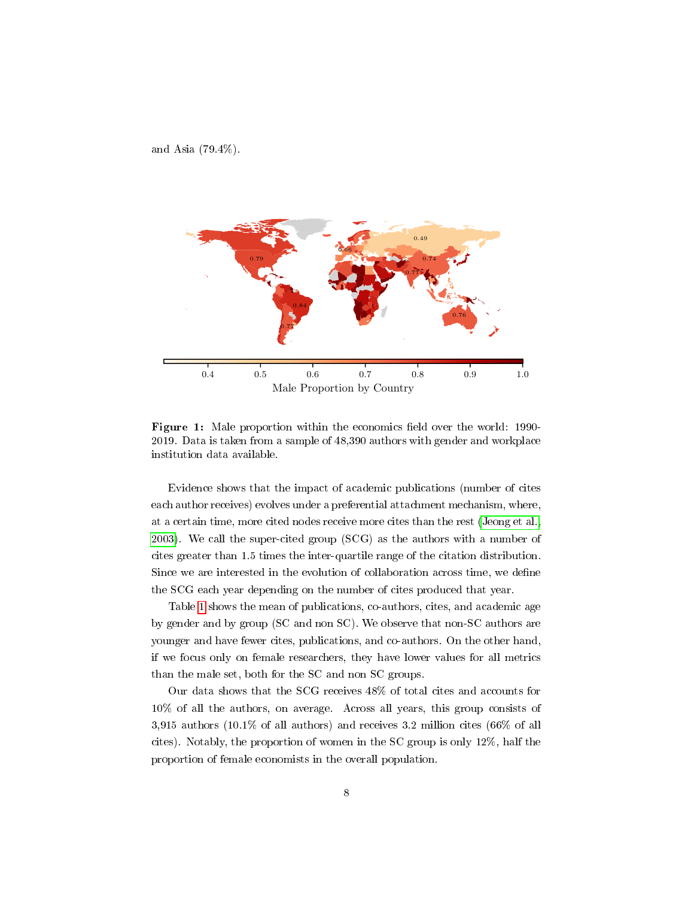and Asia (79.4%).

**Figure 1:** Male proportion within the economics field over the world: 1990-2019. Data is taken from a sample of 48,390 authors with gender and workplace institution data available.

Evidence shows that the impact of academic publications (number of cites each author receives) evolves under a preferential attachment mechanism, where, at a certain time, more cited nodes receive more cites than the rest (Jeong et al., 2003). We call the super-cited group (SCG) as the authors with a number of cites greater than 1.5 times the inter-quartile range of the citation distribution. Since we are interested in the evolution of collaboration across time, we define the SCG each year depending on the number of cites produced that year.

Table 1 shows the mean of publications, co-authors, cites, and academic age by gender and by group (SC and non SC). We observe that non-SC authors are younger and have fewer cites, publications, and co-authors. On the other hand, if we focus only on female researchers, they have lower values for all metrics than the male set, both for the SC and non SC groups.

Our data shows that the SCG receives 48% of total cites and accounts for 10% of all the authors, on average. Across all years, this group consists of 3,915 authors (10.1% of all authors) and receives 3.2 million cites (66% of all cites). Notably, the proportion of women in the SC group is only 12%, half the proportion of female economists in the overall population.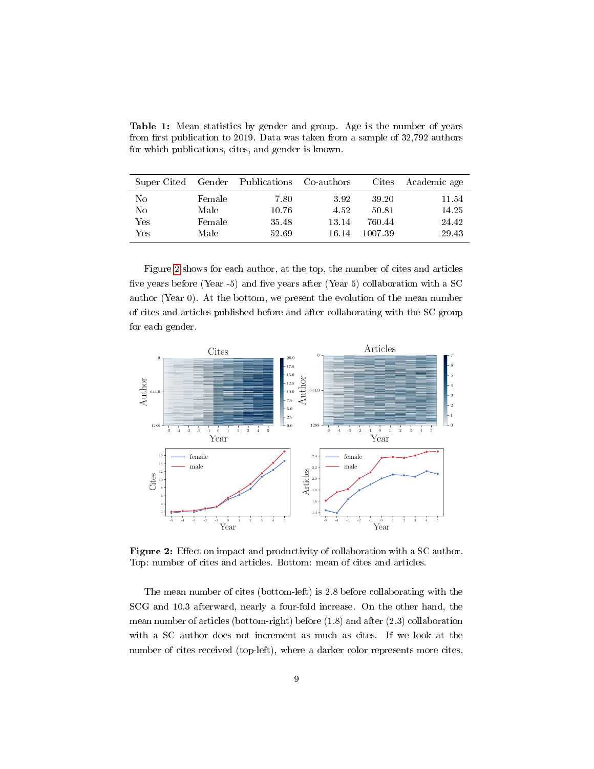**Table 1:** Mean statistics by gender and group. Age is the number of years from first publication to 2019. Data was taken from a sample of 32,792 authors for which publications, cites, and gender is known.

| Super Cited | Gender | Publications | Co-authors | Cites | Academic age |
|---|---|---|---|---|---|
| No | Female | 7.80 | 3.92 | 39.20 | 11.54 |
| No | Male | 10.76 | 4.52 | 50.81 | 14.25 |
| Yes | Female | 35.48 | 13.14 | 760.44 | 24.42 |
| Yes | Male | 52.69 | 16.14 | 1007.39 | 29.43 |

Figure 2 shows for each author, at the top, the number of cites and articles five years before (Year -5) and five years after (Year 5) collaboration with a SC author (Year 0). At the bottom, we present the evolution of the mean number of cites and articles published before and after collaborating with the SC group for each gender.

**Figure 2:** Effect on impact and productivity of collaboration with a SC author. Top: number of cites and articles. Bottom: mean of cites and articles.

The mean number of cites (bottom-left) is 2.8 before collaborating with the SCG and 10.3 afterward, nearly a four-fold increase. On the other hand, the mean number of articles (bottom-right) before (1.8) and after (2.3) collaboration with a SC author does not increment as much as cites. If we look at the number of cites received (top-left), where a darker color represents more cites,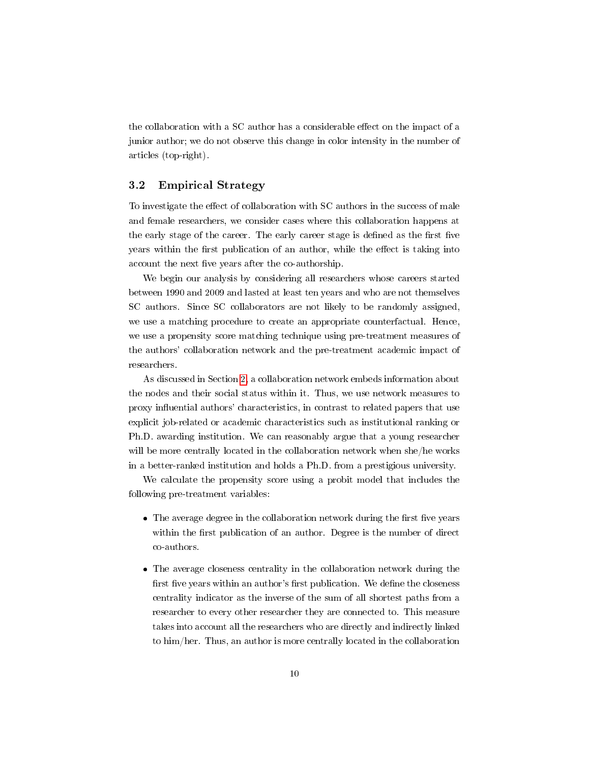the collaboration with a SC author has a considerable effect on the impact of a junior author; we do not observe this change in color intensity in the number of articles (top-right).

### 3.2 Empirical Strategy

To investigate the effect of collaboration with SC authors in the success of male and female researchers, we consider cases where this collaboration happens at the early stage of the career. The early career stage is defined as the first five years within the first publication of an author, while the effect is taking into account the next five years after the co-authorship.

We begin our analysis by considering all researchers whose careers started between 1990 and 2009 and lasted at least ten years and who are not themselves SC authors. Since SC collaborators are not likely to be randomly assigned, we use a matching procedure to create an appropriate counterfactual. Hence, we use a propensity score matching technique using pre-treatment measures of the authors' collaboration network and the pre-treatment academic impact of researchers.

As discussed in Section 2, a collaboration network embeds information about the nodes and their social status within it. Thus, we use network measures to proxy influential authors' characteristics, in contrast to related papers that use explicit job-related or academic characteristics such as institutional ranking or Ph.D. awarding institution. We can reasonably argue that a young researcher will be more centrally located in the collaboration network when she/he works in a better-ranked institution and holds a Ph.D. from a prestigious university.

We calculate the propensity score using a probit model that includes the following pre-treatment variables:

- The average degree in the collaboration network during the first five years within the first publication of an author. Degree is the number of direct co-authors.
- The average closeness centrality in the collaboration network during the first five years within an author's first publication. We define the closeness centrality indicator as the inverse of the sum of all shortest paths from a researcher to every other researcher they are connected to. This measure takes into account all the researchers who are directly and indirectly linked to him/her. Thus, an author is more centrally located in the collaboration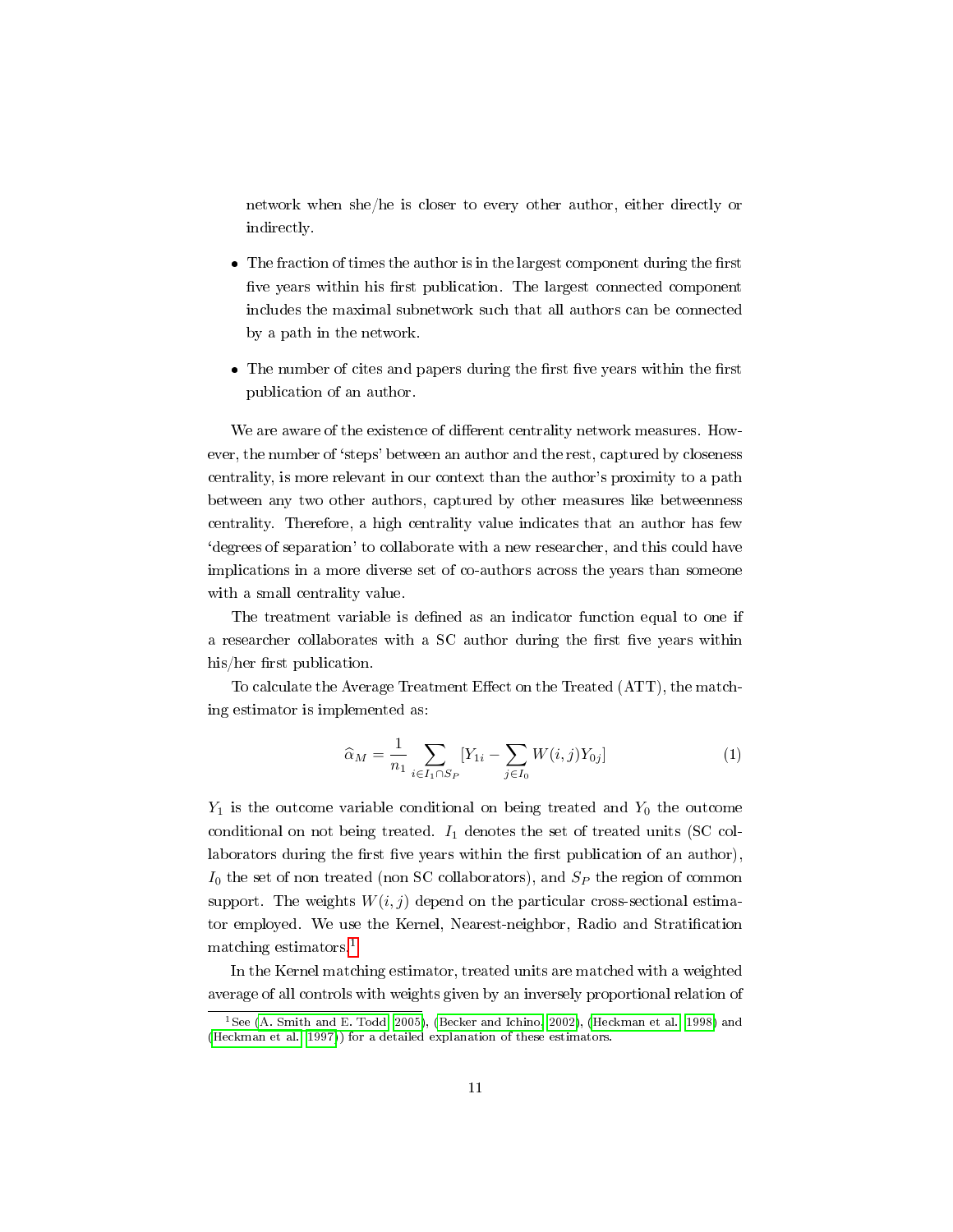network when she/he is closer to every other author, either directly or indirectly.

- The fraction of times the author is in the largest component during the first five years within his first publication. The largest connected component includes the maximal subnetwork such that all authors can be connected by a path in the network.

- The number of cites and papers during the first five years within the first publication of an author.

We are aware of the existence of different centrality network measures. However, the number of 'steps' between an author and the rest, captured by closeness centrality, is more relevant in our context than the author's proximity to a path between any two other authors, captured by other measures like betweenness centrality. Therefore, a high centrality value indicates that an author has few 'degrees of separation' to collaborate with a new researcher, and this could have implications in a more diverse set of co-authors across the years than someone with a small centrality value.

The treatment variable is defined as an indicator function equal to one if a researcher collaborates with a SC author during the first five years within his/her first publication.

To calculate the Average Treatment Effect on the Treated (ATT), the matching estimator is implemented as:

$$\widehat{\alpha}_M = \frac{1}{n_1} \sum_{i \in I_1 \cap S_P} [Y_{1i} - \sum_{j \in I_0} W(i,j) Y_{0j}] \tag{1}$$

$Y_1$ is the outcome variable conditional on being treated and $Y_0$ the outcome conditional on not being treated. $I_1$ denotes the set of treated units (SC collaborators during the first five years within the first publication of an author), $I_0$ the set of non treated (non SC collaborators), and $S_P$ the region of common support. The weights $W(i,j)$ depend on the particular cross-sectional estimator employed. We use the Kernel, Nearest-neighbor, Radio and Stratification matching estimators.[1]

In the Kernel matching estimator, treated units are matched with a weighted average of all controls with weights given by an inversely proportional relation of

[1] See (A. Smith and E. Todd, 2005), (Becker and Ichino, 2002), (Heckman et al., 1998) and (Heckman et al., 1997)) for a detailed explanation of these estimators.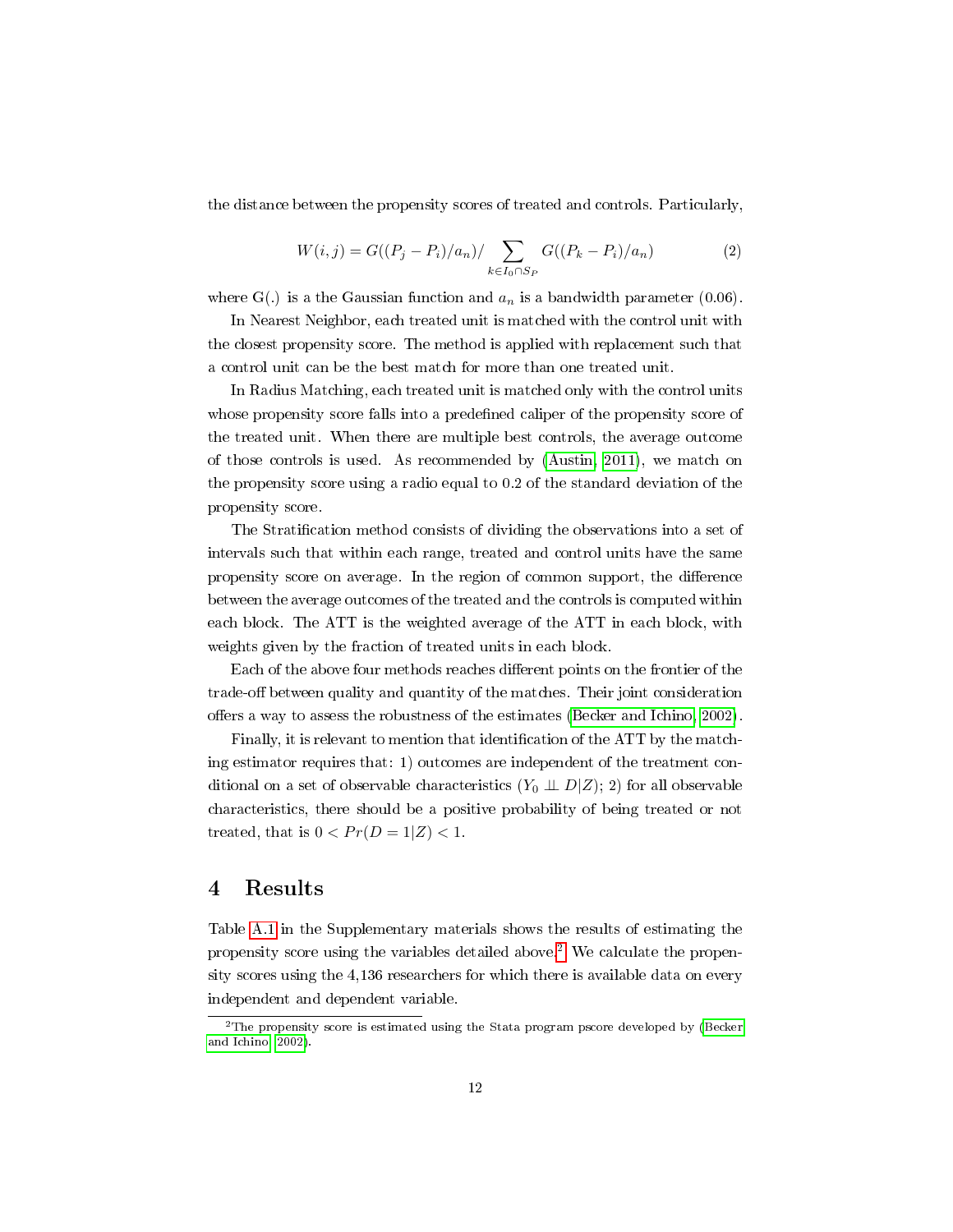the distance between the propensity scores of treated and controls. Particularly,

$$W(i,j) = G((P_j - P_i)/a_n)/\sum_{k \in I_0 \cap S_P} G((P_k - P_i)/a_n) \tag{2}$$

where G(.) is a the Gaussian function and $a_n$ is a bandwidth parameter (0.06).

In Nearest Neighbor, each treated unit is matched with the control unit with the closest propensity score. The method is applied with replacement such that a control unit can be the best match for more than one treated unit.

In Radius Matching, each treated unit is matched only with the control units whose propensity score falls into a predefined caliper of the propensity score of the treated unit. When there are multiple best controls, the average outcome of those controls is used. As recommended by (Austin, 2011), we match on the propensity score using a radio equal to 0.2 of the standard deviation of the propensity score.

The Stratification method consists of dividing the observations into a set of intervals such that within each range, treated and control units have the same propensity score on average. In the region of common support, the difference between the average outcomes of the treated and the controls is computed within each block. The ATT is the weighted average of the ATT in each block, with weights given by the fraction of treated units in each block.

Each of the above four methods reaches different points on the frontier of the trade-off between quality and quantity of the matches. Their joint consideration offers a way to assess the robustness of the estimates (Becker and Ichino, 2002).

Finally, it is relevant to mention that identification of the ATT by the matching estimator requires that: 1) outcomes are independent of the treatment conditional on a set of observable characteristics ($Y_0 \perp\!\!\!\perp D|Z$); 2) for all observable characteristics, there should be a positive probability of being treated or not treated, that is $0 < Pr(D = 1|Z) < 1$.

# 4 Results

Table A.1 in the Supplementary materials shows the results of estimating the propensity score using the variables detailed above.[2] We calculate the propensity scores using the 4,136 researchers for which there is available data on every independent and dependent variable.

[2]The propensity score is estimated using the Stata program pscore developed by (Becker and Ichino, 2002).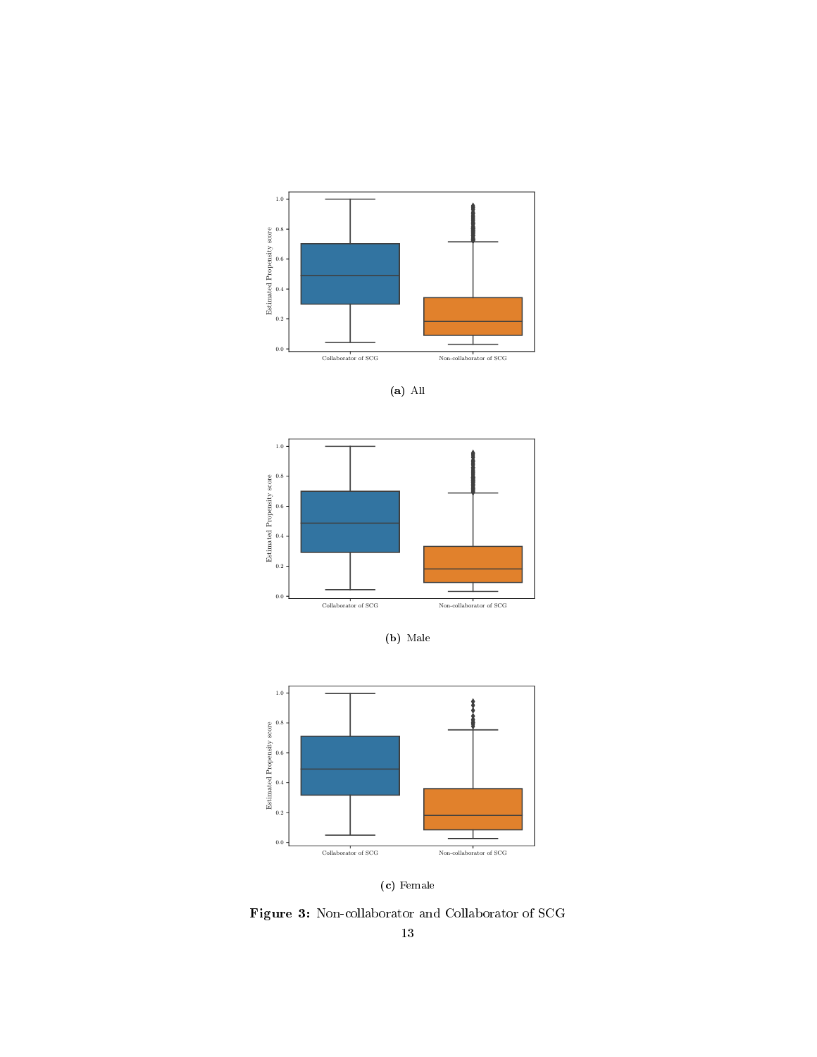(a) All

(b) Male

(c) Female

**Figure 3:** Non-collaborator and Collaborator of SCG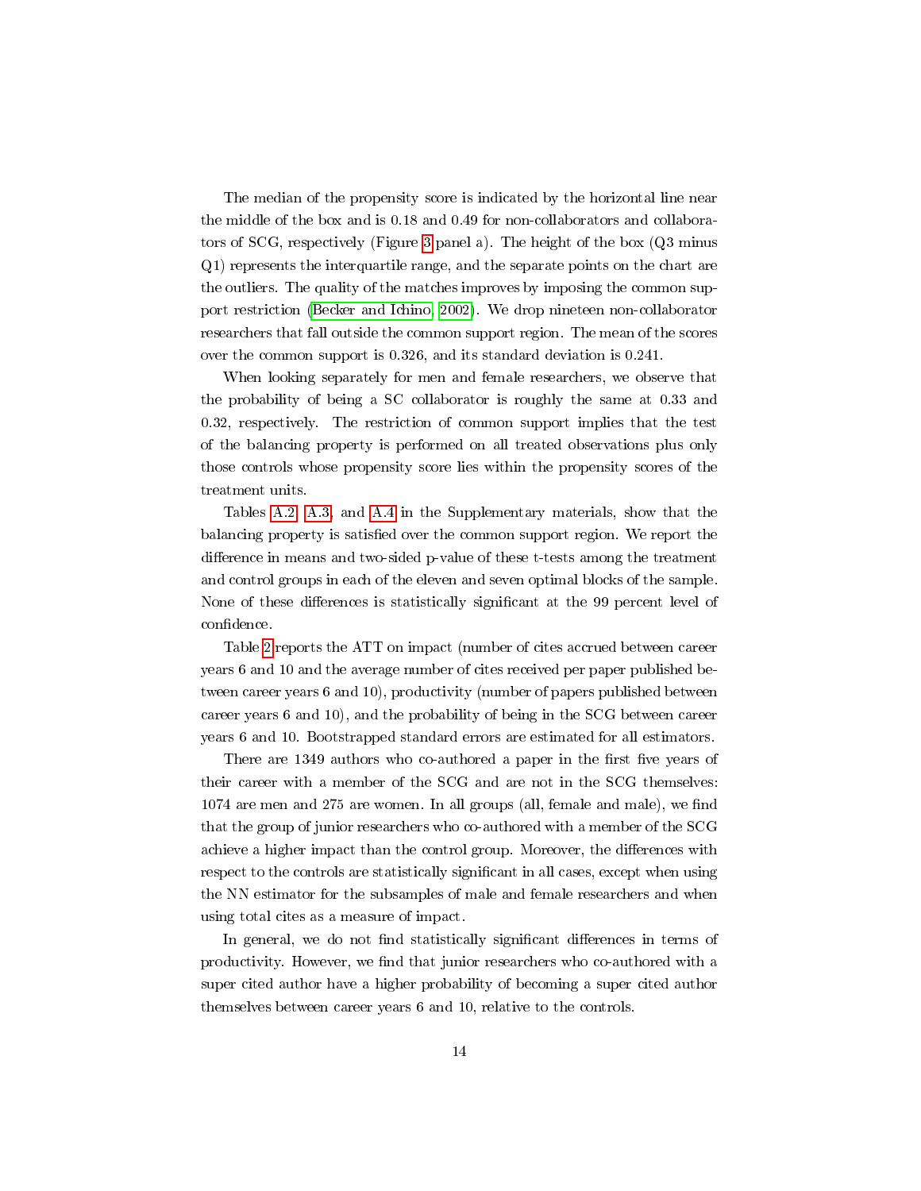The median of the propensity score is indicated by the horizontal line near the middle of the box and is 0.18 and 0.49 for non-collaborators and collaborators of SCG, respectively (Figure 3 panel a). The height of the box (Q3 minus Q1) represents the interquartile range, and the separate points on the chart are the outliers. The quality of the matches improves by imposing the common support restriction (Becker and Ichino, 2002). We drop nineteen non-collaborator researchers that fall outside the common support region. The mean of the scores over the common support is 0.326, and its standard deviation is 0.241.

When looking separately for men and female researchers, we observe that the probability of being a SC collaborator is roughly the same at 0.33 and 0.32, respectively. The restriction of common support implies that the test of the balancing property is performed on all treated observations plus only those controls whose propensity score lies within the propensity scores of the treatment units.

Tables A.2, A.3, and A.4 in the Supplementary materials, show that the balancing property is satisfied over the common support region. We report the difference in means and two-sided p-value of these t-tests among the treatment and control groups in each of the eleven and seven optimal blocks of the sample. None of these differences is statistically significant at the 99 percent level of confidence.

Table 2 reports the ATT on impact (number of cites accrued between career years 6 and 10 and the average number of cites received per paper published between career years 6 and 10), productivity (number of papers published between career years 6 and 10), and the probability of being in the SCG between career years 6 and 10. Bootstrapped standard errors are estimated for all estimators.

There are 1349 authors who co-authored a paper in the first five years of their career with a member of the SCG and are not in the SCG themselves: 1074 are men and 275 are women. In all groups (all, female and male), we find that the group of junior researchers who co-authored with a member of the SCG achieve a higher impact than the control group. Moreover, the differences with respect to the controls are statistically significant in all cases, except when using the NN estimator for the subsamples of male and female researchers and when using total cites as a measure of impact.

In general, we do not find statistically significant differences in terms of productivity. However, we find that junior researchers who co-authored with a super cited author have a higher probability of becoming a super cited author themselves between career years 6 and 10, relative to the controls.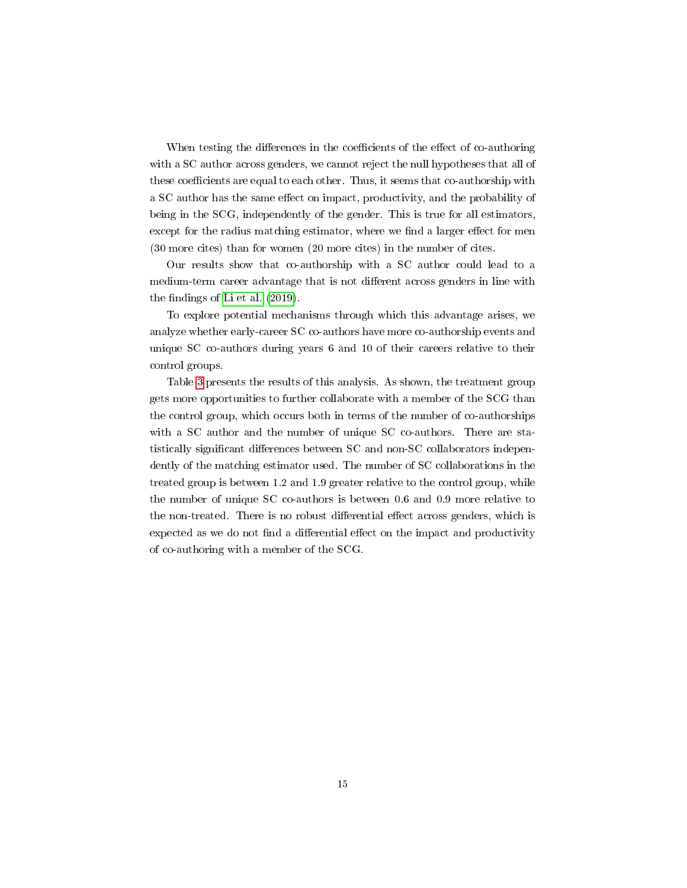When testing the differences in the coefficients of the effect of co-authoring with a SC author across genders, we cannot reject the null hypotheses that all of these coefficients are equal to each other. Thus, it seems that co-authorship with a SC author has the same effect on impact, productivity, and the probability of being in the SCG, independently of the gender. This is true for all estimators, except for the radius matching estimator, where we find a larger effect for men (30 more cites) than for women (20 more cites) in the number of cites.

Our results show that co-authorship with a SC author could lead to a medium-term career advantage that is not different across genders in line with the findings of Li et al. (2019).

To explore potential mechanisms through which this advantage arises, we analyze whether early-career SC co-authors have more co-authorship events and unique SC co-authors during years 6 and 10 of their careers relative to their control groups.

Table 3 presents the results of this analysis. As shown, the treatment group gets more opportunities to further collaborate with a member of the SCG than the control group, which occurs both in terms of the number of co-authorships with a SC author and the number of unique SC co-authors. There are statistically significant differences between SC and non-SC collaborators independently of the matching estimator used. The number of SC collaborations in the treated group is between 1.2 and 1.9 greater relative to the control group, while the number of unique SC co-authors is between 0.6 and 0.9 more relative to the non-treated. There is no robust differential effect across genders, which is expected as we do not find a differential effect on the impact and productivity of co-authoring with a member of the SCG.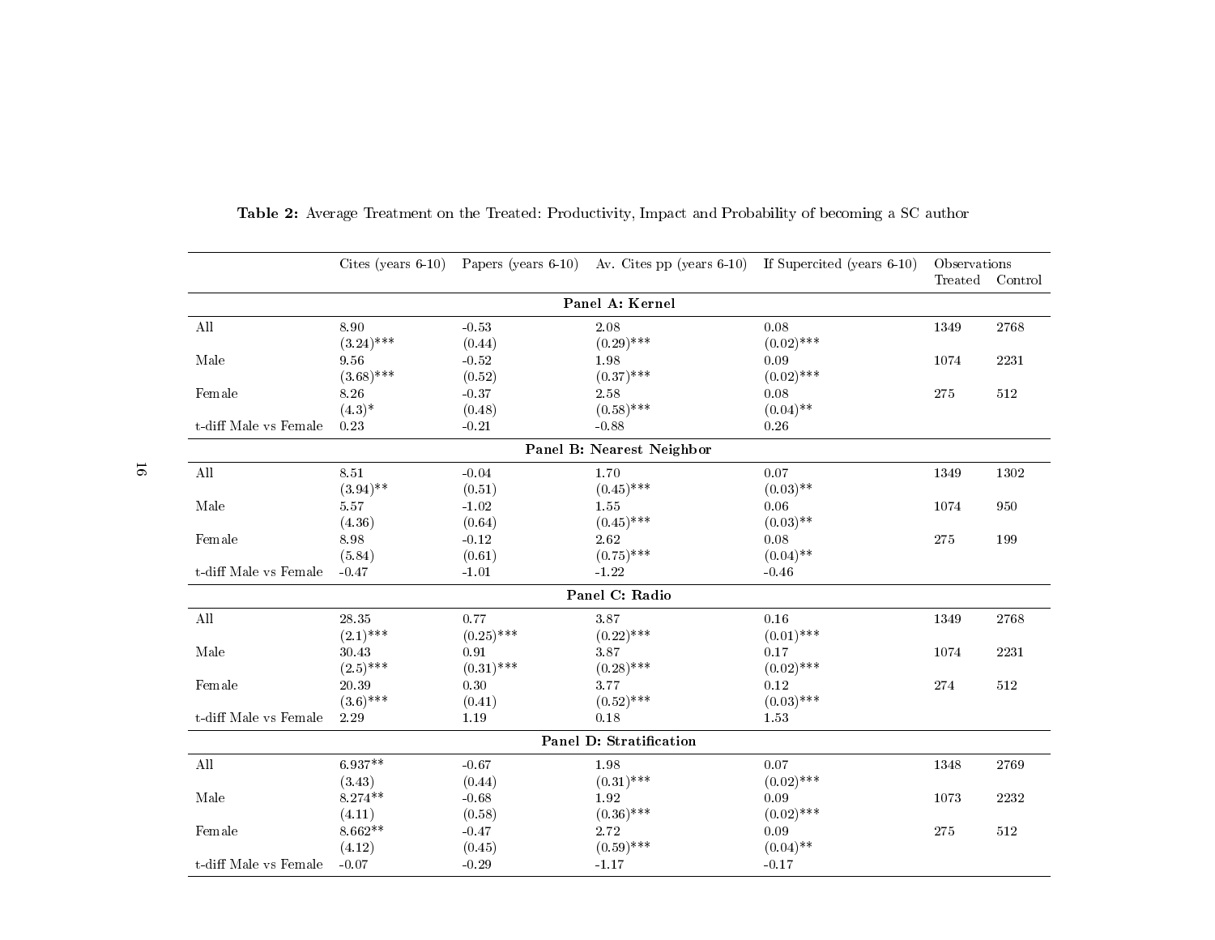**Table 2:** Average Treatment on the Treated: Productivity, Impact and Probability of becoming a SC author

| | Cites (years 6-10) | Papers (years 6-10) | Av. Cites pp (years 6-10) | If Supercited (years 6-10) | Observations Treated | Observations Control |
|---|---|---|---|---|---|---|
| **Panel A: Kernel** | | | | | | |
| All | 8.90 | -0.53 | 2.08 | 0.08 | 1349 | 2768 |
| | (3.24)*** | (0.44) | (0.29)*** | (0.02)*** | | |
| Male | 9.56 | -0.52 | 1.98 | 0.09 | 1074 | 2231 |
| | (3.68)*** | (0.52) | (0.37)*** | (0.02)*** | | |
| Female | 8.26 | -0.37 | 2.58 | 0.08 | 275 | 512 |
| | (4.3)* | (0.48) | (0.58)*** | (0.04)** | | |
| t-diff Male vs Female | 0.23 | -0.21 | -0.88 | 0.26 | | |
| **Panel B: Nearest Neighbor** | | | | | | |
| All | 8.51 | -0.04 | 1.70 | 0.07 | 1349 | 1302 |
| | (3.94)** | (0.51) | (0.45)*** | (0.03)** | | |
| Male | 5.57 | -1.02 | 1.55 | 0.06 | 1074 | 950 |
| | (4.36) | (0.64) | (0.45)*** | (0.03)** | | |
| Female | 8.98 | -0.12 | 2.62 | 0.08 | 275 | 199 |
| | (5.84) | (0.61) | (0.75)*** | (0.04)** | | |
| t-diff Male vs Female | -0.47 | -1.01 | -1.22 | -0.46 | | |
| **Panel C: Radio** | | | | | | |
| All | 28.35 | 0.77 | 3.87 | 0.16 | 1349 | 2768 |
| | (2.1)*** | (0.25)*** | (0.22)*** | (0.01)*** | | |
| Male | 30.43 | 0.91 | 3.87 | 0.17 | 1074 | 2231 |
| | (2.5)*** | (0.31)*** | (0.28)*** | (0.02)*** | | |
| Female | 20.39 | 0.30 | 3.77 | 0.12 | 274 | 512 |
| | (3.6)*** | (0.41) | (0.52)*** | (0.03)*** | | |
| t-diff Male vs Female | 2.29 | 1.19 | 0.18 | 1.53 | | |
| **Panel D: Stratification** | | | | | | |
| All | 6.937** | -0.67 | 1.98 | 0.07 | 1348 | 2769 |
| | (3.43) | (0.44) | (0.31)*** | (0.02)*** | | |
| Male | 8.274** | -0.68 | 1.92 | 0.09 | 1073 | 2232 |
| | (4.11) | (0.58) | (0.36)*** | (0.02)*** | | |
| Female | 8.662** | -0.47 | 2.72 | 0.09 | 275 | 512 |
| | (4.12) | (0.45) | (0.59)*** | (0.04)** | | |
| t-diff Male vs Female | -0.07 | -0.29 | -1.17 | -0.17 | | |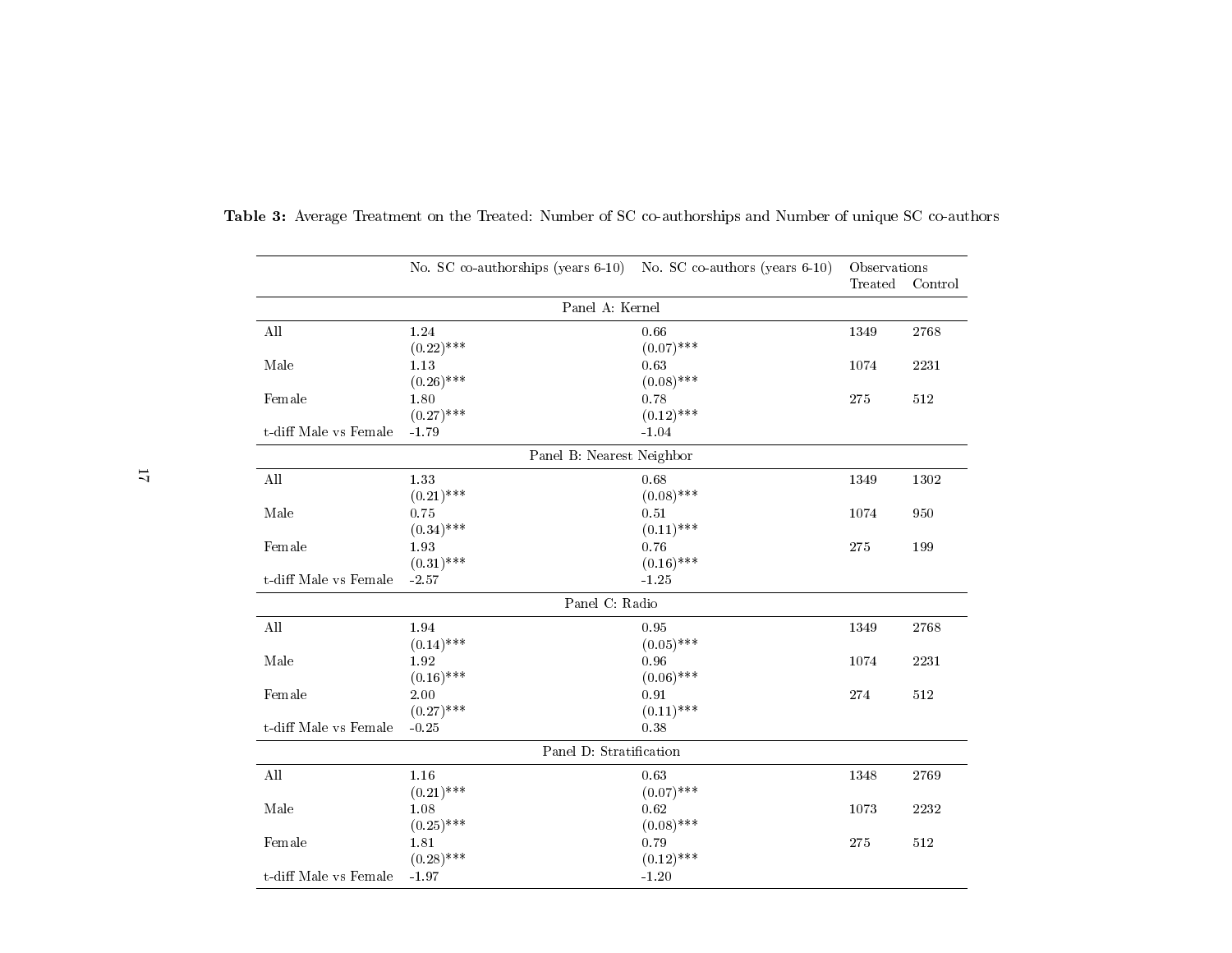**Table 3:** Average Treatment on the Treated: Number of SC co-authorships and Number of unique SC co-authors

| | No. SC co-authorships (years 6-10) | No. SC co-authors (years 6-10) | Observations Treated | Observations Control |
|---|---|---|---|---|
| **Panel A: Kernel** | | | | |
| All | 1.24 (0.22)*** | 0.66 (0.07)*** | 1349 | 2768 |
| Male | 1.13 (0.26)*** | 0.63 (0.08)*** | 1074 | 2231 |
| Female | 1.80 (0.27)*** | 0.78 (0.12)*** | 275 | 512 |
| t-diff Male vs Female | -1.79 | -1.04 | | |
| **Panel B: Nearest Neighbor** | | | | |
| All | 1.33 (0.21)*** | 0.68 (0.08)*** | 1349 | 1302 |
| Male | 0.75 (0.34)*** | 0.51 (0.11)*** | 1074 | 950 |
| Female | 1.93 (0.31)*** | 0.76 (0.16)*** | 275 | 199 |
| t-diff Male vs Female | -2.57 | -1.25 | | |
| **Panel C: Radio** | | | | |
| All | 1.94 (0.14)*** | 0.95 (0.05)*** | 1349 | 2768 |
| Male | 1.92 (0.16)*** | 0.96 (0.06)*** | 1074 | 2231 |
| Female | 2.00 (0.27)*** | 0.91 (0.11)*** | 274 | 512 |
| t-diff Male vs Female | -0.25 | 0.38 | | |
| **Panel D: Stratification** | | | | |
| All | 1.16 (0.21)*** | 0.63 (0.07)*** | 1348 | 2769 |
| Male | 1.08 (0.25)*** | 0.62 (0.08)*** | 1073 | 2232 |
| Female | 1.81 (0.28)*** | 0.79 (0.12)*** | 275 | 512 |
| t-diff Male vs Female | -1.97 | -1.20 | | |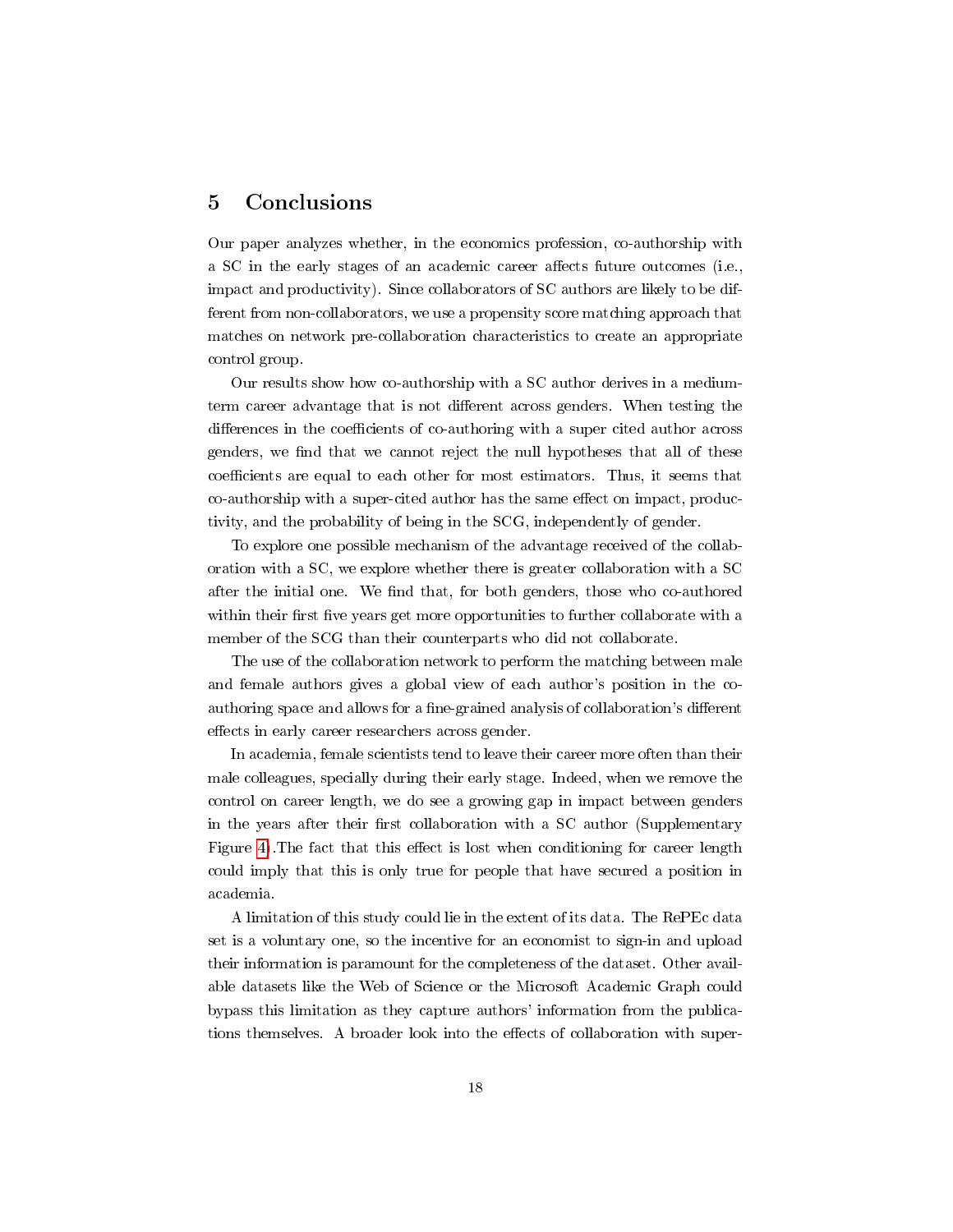## 5 Conclusions

Our paper analyzes whether, in the economics profession, co-authorship with a SC in the early stages of an academic career affects future outcomes (i.e., impact and productivity). Since collaborators of SC authors are likely to be different from non-collaborators, we use a propensity score matching approach that matches on network pre-collaboration characteristics to create an appropriate control group.

Our results show how co-authorship with a SC author derives in a medium-term career advantage that is not different across genders. When testing the differences in the coefficients of co-authoring with a super cited author across genders, we find that we cannot reject the null hypotheses that all of these coefficients are equal to each other for most estimators. Thus, it seems that co-authorship with a super-cited author has the same effect on impact, productivity, and the probability of being in the SCG, independently of gender.

To explore one possible mechanism of the advantage received of the collaboration with a SC, we explore whether there is greater collaboration with a SC after the initial one. We find that, for both genders, those who co-authored within their first five years get more opportunities to further collaborate with a member of the SCG than their counterparts who did not collaborate.

The use of the collaboration network to perform the matching between male and female authors gives a global view of each author's position in the co-authoring space and allows for a fine-grained analysis of collaboration's different effects in early career researchers across gender.

In academia, female scientists tend to leave their career more often than their male colleagues, specially during their early stage. Indeed, when we remove the control on career length, we do see a growing gap in impact between genders in the years after their first collaboration with a SC author (Supplementary Figure 4).The fact that this effect is lost when conditioning for career length could imply that this is only true for people that have secured a position in academia.

A limitation of this study could lie in the extent of its data. The RePEc data set is a voluntary one, so the incentive for an economist to sign-in and upload their information is paramount for the completeness of the dataset. Other available datasets like the Web of Science or the Microsoft Academic Graph could bypass this limitation as they capture authors' information from the publications themselves. A broader look into the effects of collaboration with super-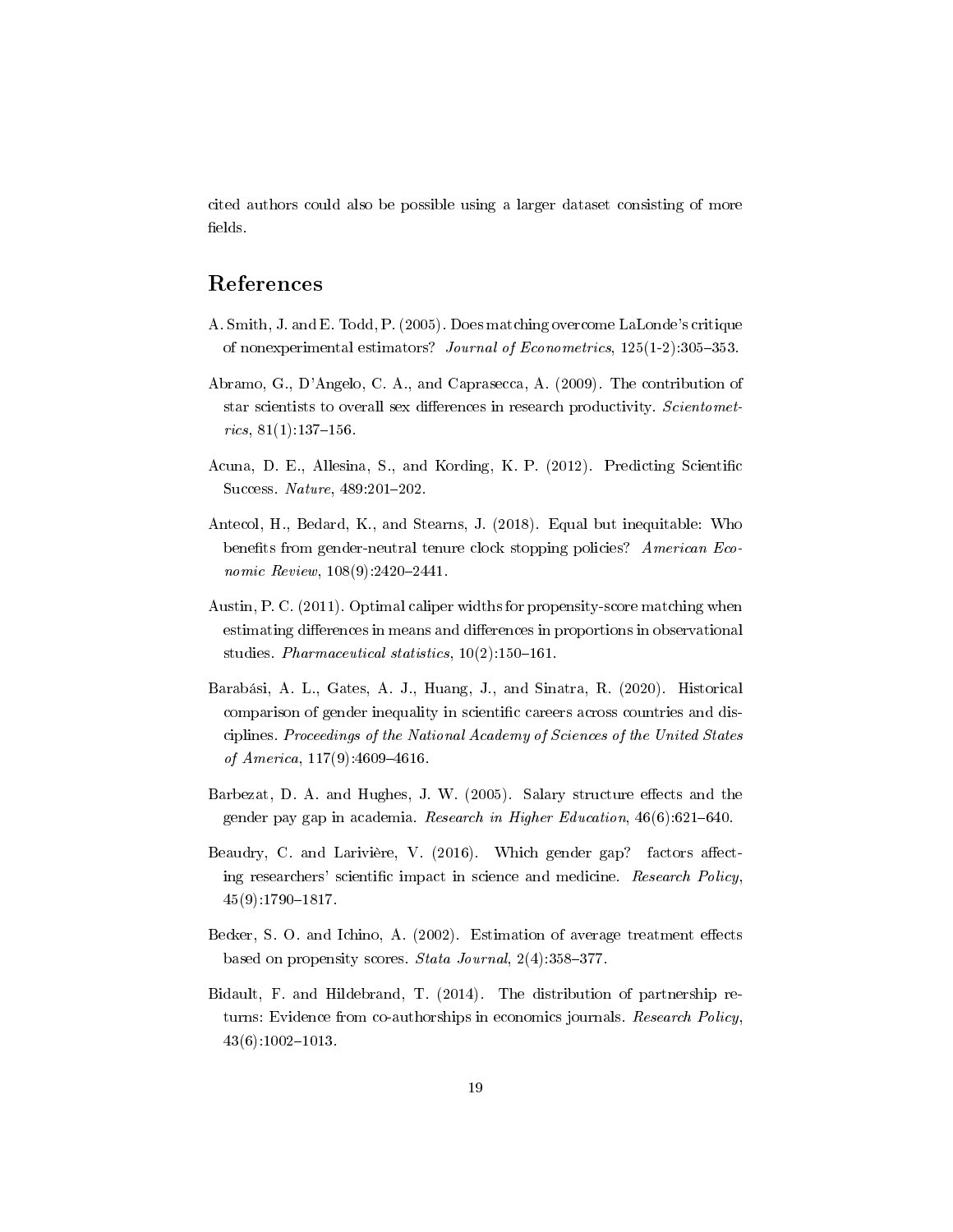cited authors could also be possible using a larger dataset consisting of more fields.

## References

A. Smith, J. and E. Todd, P. (2005). Does matching overcome LaLonde's critique of nonexperimental estimators? *Journal of Econometrics*, 125(1-2):305–353.

Abramo, G., D'Angelo, C. A., and Caprasecca, A. (2009). The contribution of star scientists to overall sex differences in research productivity. *Scientometrics*, 81(1):137–156.

Acuna, D. E., Allesina, S., and Kording, K. P. (2012). Predicting Scientific Success. *Nature*, 489:201–202.

Antecol, H., Bedard, K., and Stearns, J. (2018). Equal but inequitable: Who benefits from gender-neutral tenure clock stopping policies? *American Economic Review*, 108(9):2420–2441.

Austin, P. C. (2011). Optimal caliper widths for propensity-score matching when estimating differences in means and differences in proportions in observational studies. *Pharmaceutical statistics*, 10(2):150–161.

Barabási, A. L., Gates, A. J., Huang, J., and Sinatra, R. (2020). Historical comparison of gender inequality in scientific careers across countries and disciplines. *Proceedings of the National Academy of Sciences of the United States of America*, 117(9):4609–4616.

Barbezat, D. A. and Hughes, J. W. (2005). Salary structure effects and the gender pay gap in academia. *Research in Higher Education*, 46(6):621–640.

Beaudry, C. and Larivière, V. (2016). Which gender gap? factors affecting researchers' scientific impact in science and medicine. *Research Policy*, 45(9):1790–1817.

Becker, S. O. and Ichino, A. (2002). Estimation of average treatment effects based on propensity scores. *Stata Journal*, 2(4):358–377.

Bidault, F. and Hildebrand, T. (2014). The distribution of partnership returns: Evidence from co-authorships in economics journals. *Research Policy*, 43(6):1002–1013.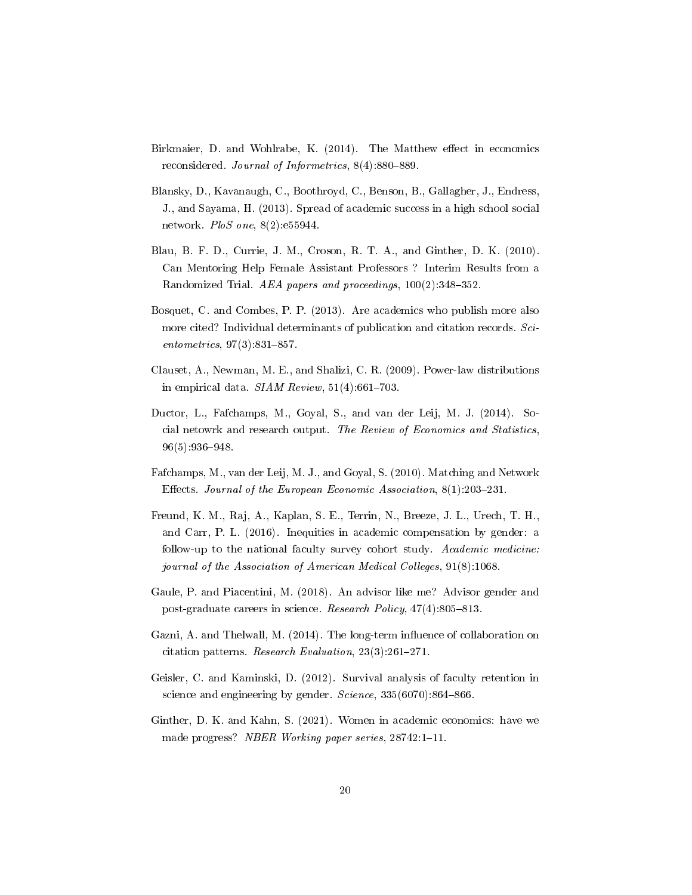Birkmaier, D. and Wohlrabe, K. (2014). The Matthew effect in economics reconsidered. *Journal of Informetrics*, 8(4):880–889.

Blansky, D., Kavanaugh, C., Boothroyd, C., Benson, B., Gallagher, J., Endress, J., and Sayama, H. (2013). Spread of academic success in a high school social network. *PloS one*, 8(2):e55944.

Blau, B. F. D., Currie, J. M., Croson, R. T. A., and Ginther, D. K. (2010). Can Mentoring Help Female Assistant Professors ? Interim Results from a Randomized Trial. *AEA papers and proceedings*, 100(2):348–352.

Bosquet, C. and Combes, P. P. (2013). Are academics who publish more also more cited? Individual determinants of publication and citation records. *Scientometrics*, 97(3):831–857.

Clauset, A., Newman, M. E., and Shalizi, C. R. (2009). Power-law distributions in empirical data. *SIAM Review*, 51(4):661–703.

Ductor, L., Fafchamps, M., Goyal, S., and van der Leij, M. J. (2014). Social netowrk and research output. *The Review of Economics and Statistics*, 96(5):936–948.

Fafchamps, M., van der Leij, M. J., and Goyal, S. (2010). Matching and Network Effects. *Journal of the European Economic Association*, 8(1):203–231.

Freund, K. M., Raj, A., Kaplan, S. E., Terrin, N., Breeze, J. L., Urech, T. H., and Carr, P. L. (2016). Inequities in academic compensation by gender: a follow-up to the national faculty survey cohort study. *Academic medicine: journal of the Association of American Medical Colleges*, 91(8):1068.

Gaule, P. and Piacentini, M. (2018). An advisor like me? Advisor gender and post-graduate careers in science. *Research Policy*, 47(4):805–813.

Gazni, A. and Thelwall, M. (2014). The long-term influence of collaboration on citation patterns. *Research Evaluation*, 23(3):261–271.

Geisler, C. and Kaminski, D. (2012). Survival analysis of faculty retention in science and engineering by gender. *Science*, 335(6070):864–866.

Ginther, D. K. and Kahn, S. (2021). Women in academic economics: have we made progress? *NBER Working paper series*, 28742:1–11.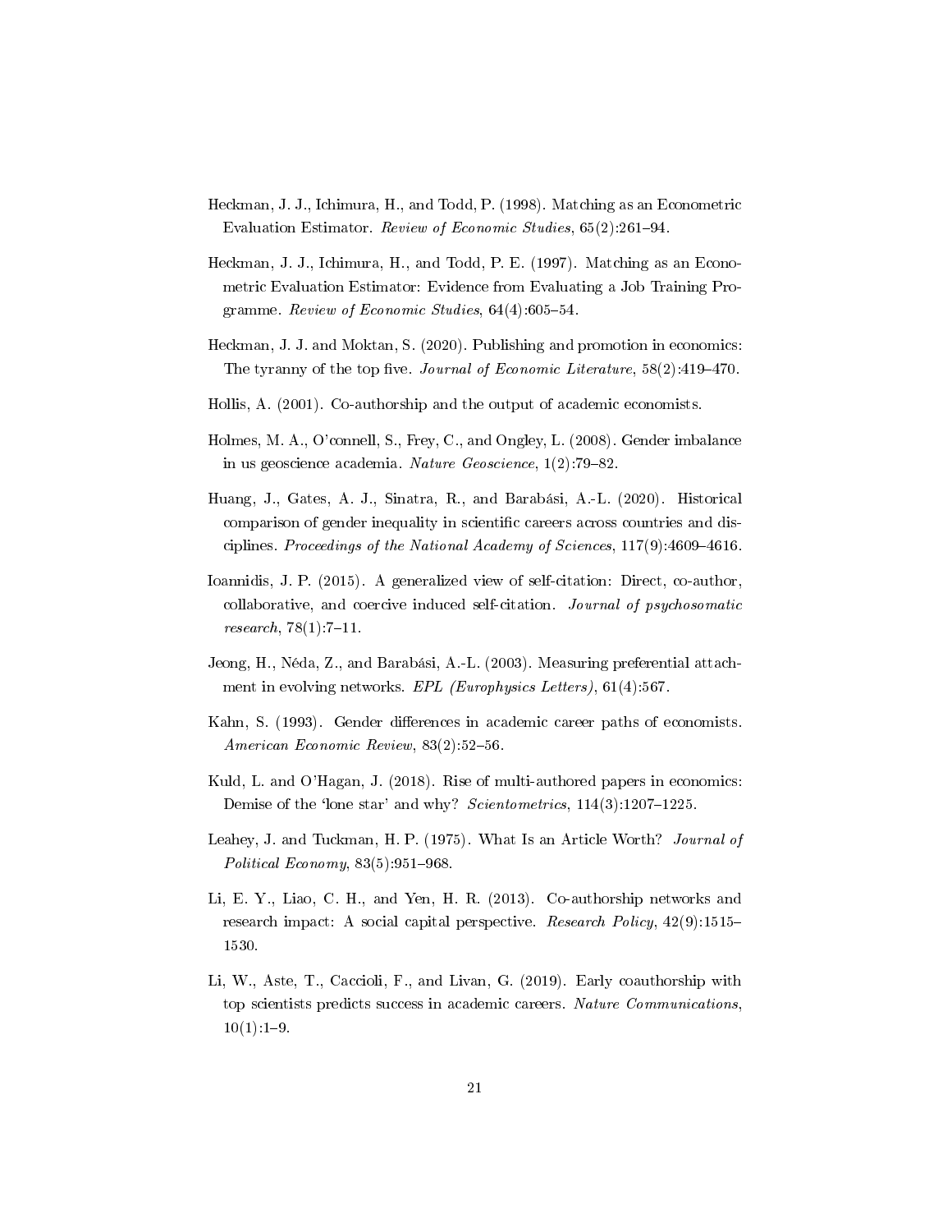Heckman, J. J., Ichimura, H., and Todd, P. (1998). Matching as an Econometric Evaluation Estimator. *Review of Economic Studies*, 65(2):261–94.

Heckman, J. J., Ichimura, H., and Todd, P. E. (1997). Matching as an Econometric Evaluation Estimator: Evidence from Evaluating a Job Training Programme. *Review of Economic Studies*, 64(4):605–54.

Heckman, J. J. and Moktan, S. (2020). Publishing and promotion in economics: The tyranny of the top five. *Journal of Economic Literature*, 58(2):419–470.

Hollis, A. (2001). Co-authorship and the output of academic economists.

Holmes, M. A., O'connell, S., Frey, C., and Ongley, L. (2008). Gender imbalance in us geoscience academia. *Nature Geoscience*, 1(2):79–82.

Huang, J., Gates, A. J., Sinatra, R., and Barabási, A.-L. (2020). Historical comparison of gender inequality in scientific careers across countries and disciplines. *Proceedings of the National Academy of Sciences*, 117(9):4609–4616.

Ioannidis, J. P. (2015). A generalized view of self-citation: Direct, co-author, collaborative, and coercive induced self-citation. *Journal of psychosomatic research*, 78(1):7–11.

Jeong, H., Néda, Z., and Barabási, A.-L. (2003). Measuring preferential attachment in evolving networks. *EPL (Europhysics Letters)*, 61(4):567.

Kahn, S. (1993). Gender differences in academic career paths of economists. *American Economic Review*, 83(2):52–56.

Kuld, L. and O'Hagan, J. (2018). Rise of multi-authored papers in economics: Demise of the 'lone star' and why? *Scientometrics*, 114(3):1207–1225.

Leahey, J. and Tuckman, H. P. (1975). What Is an Article Worth? *Journal of Political Economy*, 83(5):951–968.

Li, E. Y., Liao, C. H., and Yen, H. R. (2013). Co-authorship networks and research impact: A social capital perspective. *Research Policy*, 42(9):1515–1530.

Li, W., Aste, T., Caccioli, F., and Livan, G. (2019). Early coauthorship with top scientists predicts success in academic careers. *Nature Communications*, 10(1):1–9.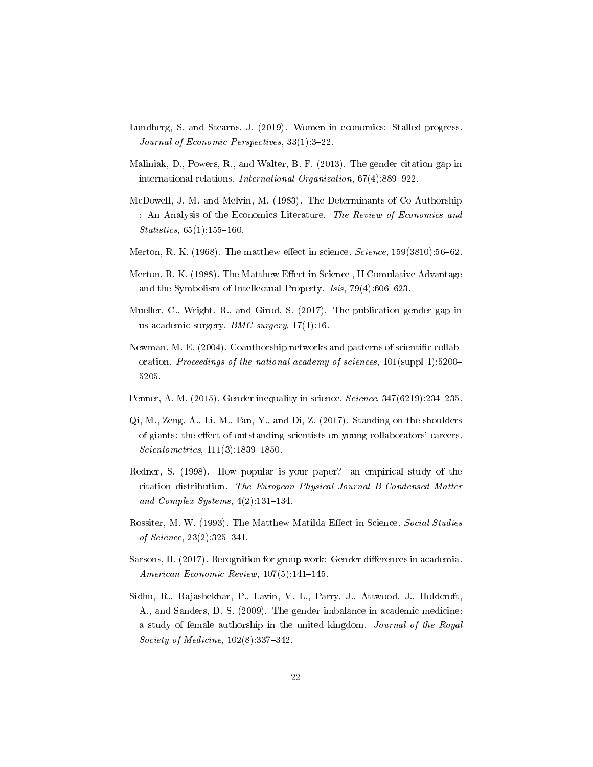Lundberg, S. and Stearns, J. (2019). Women in economics: Stalled progress. *Journal of Economic Perspectives*, 33(1):3–22.

Maliniak, D., Powers, R., and Walter, B. F. (2013). The gender citation gap in international relations. *International Organization*, 67(4):889–922.

McDowell, J. M. and Melvin, M. (1983). The Determinants of Co-Authorship : An Analysis of the Economics Literature. *The Review of Economics and Statistics*, 65(1):155–160.

Merton, R. K. (1968). The matthew effect in science. *Science*, 159(3810):56–62.

Merton, R. K. (1988). The Matthew Effect in Science , II Cumulative Advantage and the Symbolism of Intellectual Property. *Isis*, 79(4):606–623.

Mueller, C., Wright, R., and Girod, S. (2017). The publication gender gap in us academic surgery. *BMC surgery*, 17(1):16.

Newman, M. E. (2004). Coauthorship networks and patterns of scientific collaboration. *Proceedings of the national academy of sciences*, 101(suppl 1):5200–5205.

Penner, A. M. (2015). Gender inequality in science. *Science*, 347(6219):234–235.

Qi, M., Zeng, A., Li, M., Fan, Y., and Di, Z. (2017). Standing on the shoulders of giants: the effect of outstanding scientists on young collaborators' careers. *Scientometrics*, 111(3):1839–1850.

Redner, S. (1998). How popular is your paper? an empirical study of the citation distribution. *The European Physical Journal B-Condensed Matter and Complex Systems*, 4(2):131–134.

Rossiter, M. W. (1993). The Matthew Matilda Effect in Science. *Social Studies of Science*, 23(2):325–341.

Sarsons, H. (2017). Recognition for group work: Gender differences in academia. *American Economic Review*, 107(5):141–145.

Sidhu, R., Rajashekhar, P., Lavin, V. L., Parry, J., Attwood, J., Holdcroft, A., and Sanders, D. S. (2009). The gender imbalance in academic medicine: a study of female authorship in the united kingdom. *Journal of the Royal Society of Medicine*, 102(8):337–342.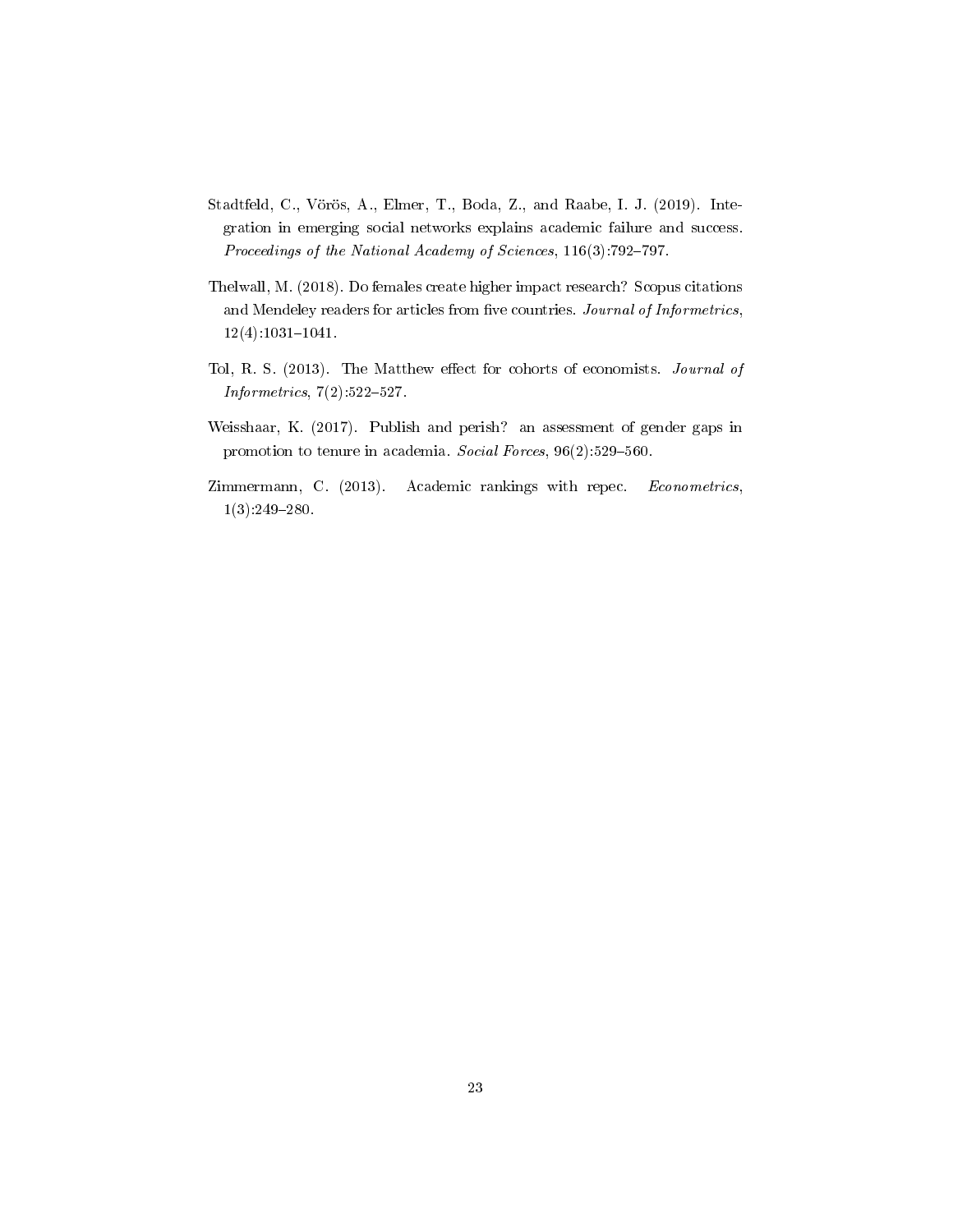Stadtfeld, C., Vörös, A., Elmer, T., Boda, Z., and Raabe, I. J. (2019). Integration in emerging social networks explains academic failure and success. *Proceedings of the National Academy of Sciences*, 116(3):792–797.

Thelwall, M. (2018). Do females create higher impact research? Scopus citations and Mendeley readers for articles from five countries. *Journal of Informetrics*, 12(4):1031–1041.

Tol, R. S. (2013). The Matthew effect for cohorts of economists. *Journal of Informetrics*, 7(2):522–527.

Weisshaar, K. (2017). Publish and perish? an assessment of gender gaps in promotion to tenure in academia. *Social Forces*, 96(2):529–560.

Zimmermann, C. (2013). Academic rankings with repec. *Econometrics*, 1(3):249–280.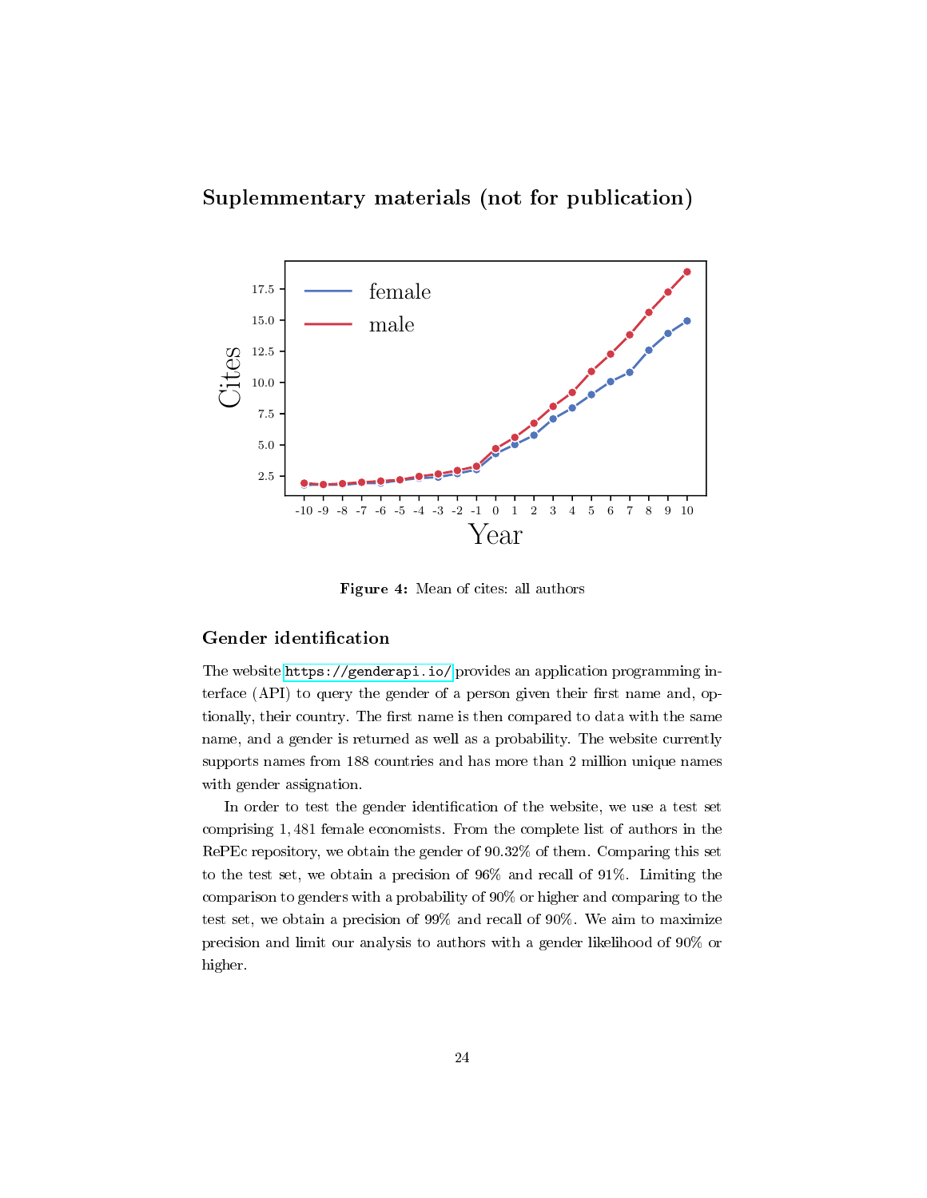## Suplemmentary materials (not for publication)

**Figure 4:** Mean of cites: all authors

### Gender identification

The website https://genderapi.io/ provides an application programming interface (API) to query the gender of a person given their first name and, optionally, their country. The first name is then compared to data with the same name, and a gender is returned as well as a probability. The website currently supports names from 188 countries and has more than 2 million unique names with gender assignation.

In order to test the gender identification of the website, we use a test set comprising 1,481 female economists. From the complete list of authors in the RePEc repository, we obtain the gender of 90.32% of them. Comparing this set to the test set, we obtain a precision of 96% and recall of 91%. Limiting the comparison to genders with a probability of 90% or higher and comparing to the test set, we obtain a precision of 99% and recall of 90%. We aim to maximize precision and limit our analysis to authors with a gender likelihood of 90% or higher.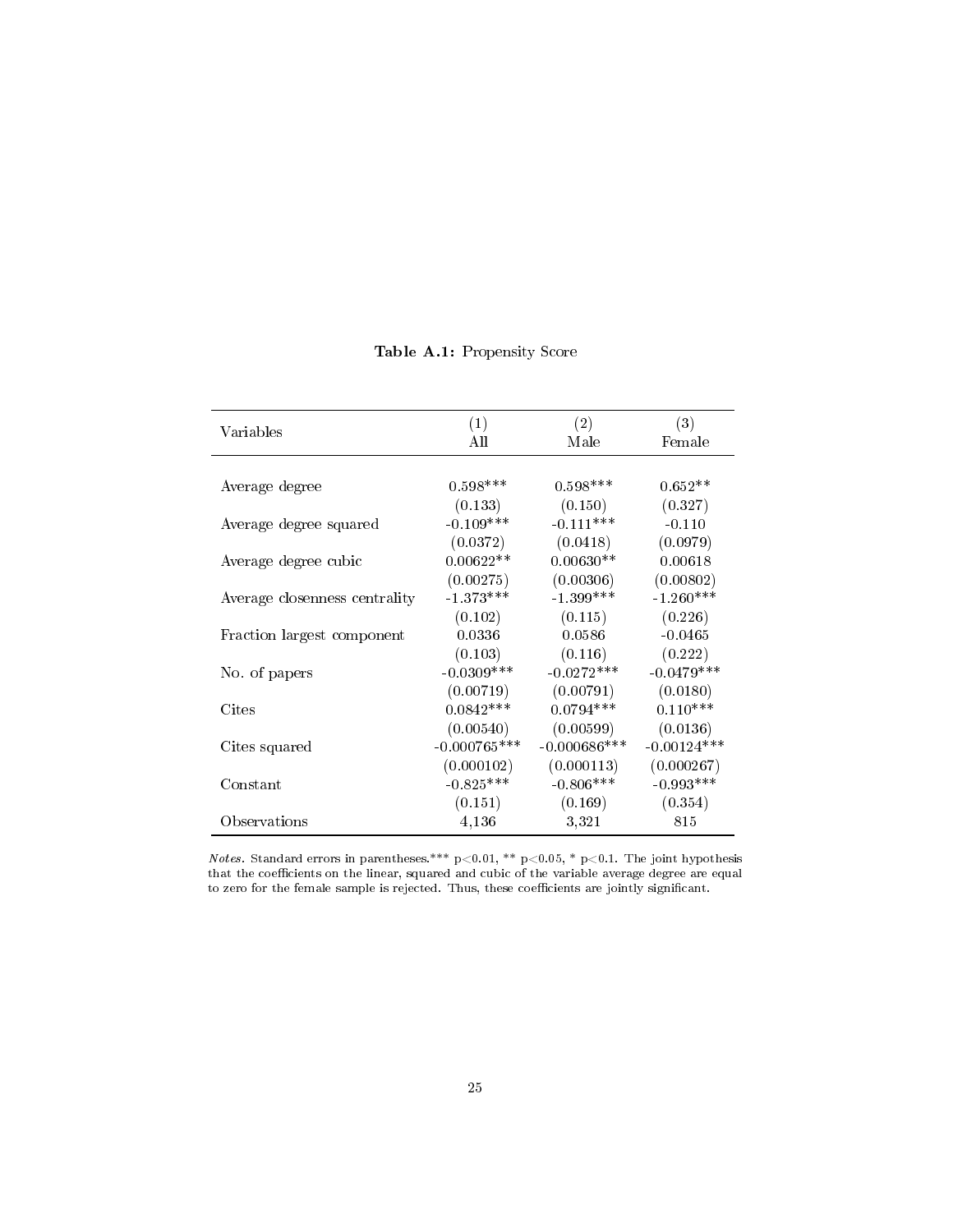**Table A.1:** Propensity Score

| Variables | (1) All | (2) Male | (3) Female |
|---|---|---|---|
| Average degree | 0.598*** | 0.598*** | 0.652** |
| | (0.133) | (0.150) | (0.327) |
| Average degree squared | -0.109*** | -0.111*** | -0.110 |
| | (0.0372) | (0.0418) | (0.0979) |
| Average degree cubic | 0.00622** | 0.00630** | 0.00618 |
| | (0.00275) | (0.00306) | (0.00802) |
| Average closenness centrality | -1.373*** | -1.399*** | -1.260*** |
| | (0.102) | (0.115) | (0.226) |
| Fraction largest component | 0.0336 | 0.0586 | -0.0465 |
| | (0.103) | (0.116) | (0.222) |
| No. of papers | -0.0309*** | -0.0272*** | -0.0479*** |
| | (0.00719) | (0.00791) | (0.0180) |
| Cites | 0.0842*** | 0.0794*** | 0.110*** |
| | (0.00540) | (0.00599) | (0.0136) |
| Cites squared | -0.000765*** | -0.000686*** | -0.00124*** |
| | (0.000102) | (0.000113) | (0.000267) |
| Constant | -0.825*** | -0.806*** | -0.993*** |
| | (0.151) | (0.169) | (0.354) |
| Observations | 4,136 | 3,321 | 815 |

*Notes.* Standard errors in parentheses.*** p<0.01, ** p<0.05, * p<0.1. The joint hypothesis that the coefficients on the linear, squared and cubic of the variable average degree are equal to zero for the female sample is rejected. Thus, these coefficients are jointly significant.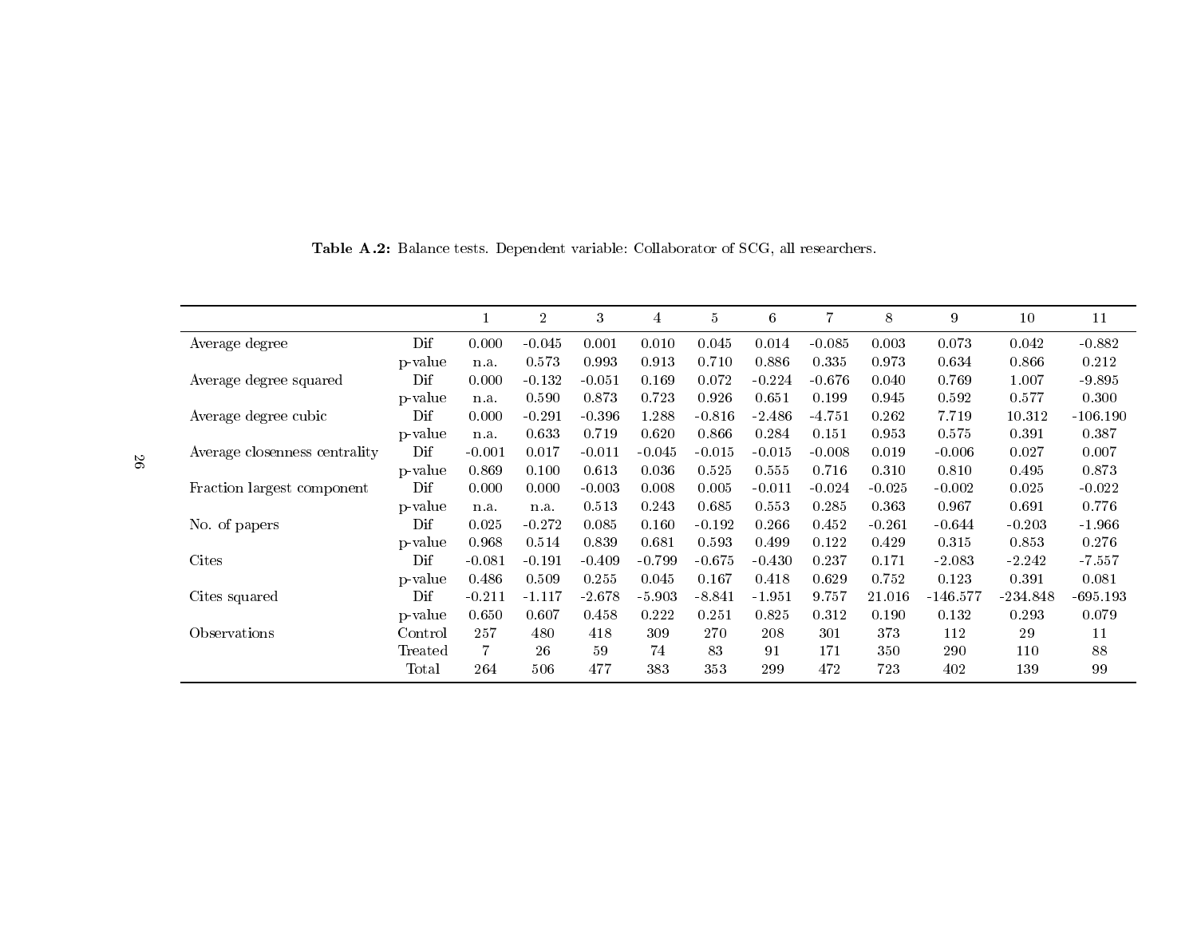**Table A.2:** Balance tests. Dependent variable: Collaborator of SCG, all researchers.

| | | 1 | 2 | 3 | 4 | 5 | 6 | 7 | 8 | 9 | 10 | 11 |
|---|---|---|---|---|---|---|---|---|---|---|---|---|
| Average degree | Dif | 0.000 | -0.045 | 0.001 | 0.010 | 0.045 | 0.014 | -0.085 | 0.003 | 0.073 | 0.042 | -0.882 |
| | p-value | n.a. | 0.573 | 0.993 | 0.913 | 0.710 | 0.886 | 0.335 | 0.973 | 0.634 | 0.866 | 0.212 |
| Average degree squared | Dif | 0.000 | -0.132 | -0.051 | 0.169 | 0.072 | -0.224 | -0.676 | 0.040 | 0.769 | 1.007 | -9.895 |
| | p-value | n.a. | 0.590 | 0.873 | 0.723 | 0.926 | 0.651 | 0.199 | 0.945 | 0.592 | 0.577 | 0.300 |
| Average degree cubic | Dif | 0.000 | -0.291 | -0.396 | 1.288 | -0.816 | -2.486 | -4.751 | 0.262 | 7.719 | 10.312 | -106.190 |
| | p-value | n.a. | 0.633 | 0.719 | 0.620 | 0.866 | 0.284 | 0.151 | 0.953 | 0.575 | 0.391 | 0.387 |
| Average closenness centrality | Dif | -0.001 | 0.017 | -0.011 | -0.045 | -0.015 | -0.015 | -0.008 | 0.019 | -0.006 | 0.027 | 0.007 |
| | p-value | 0.869 | 0.100 | 0.613 | 0.036 | 0.525 | 0.555 | 0.716 | 0.310 | 0.810 | 0.495 | 0.873 |
| Fraction largest component | Dif | 0.000 | 0.000 | -0.003 | 0.008 | 0.005 | -0.011 | -0.024 | -0.025 | -0.002 | 0.025 | -0.022 |
| | p-value | n.a. | n.a. | 0.513 | 0.243 | 0.685 | 0.553 | 0.285 | 0.363 | 0.967 | 0.691 | 0.776 |
| No. of papers | Dif | 0.025 | -0.272 | 0.085 | 0.160 | -0.192 | 0.266 | 0.452 | -0.261 | -0.644 | -0.203 | -1.966 |
| | p-value | 0.968 | 0.514 | 0.839 | 0.681 | 0.593 | 0.499 | 0.122 | 0.429 | 0.315 | 0.853 | 0.276 |
| Cites | Dif | -0.081 | -0.191 | -0.409 | -0.799 | -0.675 | -0.430 | 0.237 | 0.171 | -2.083 | -2.242 | -7.557 |
| | p-value | 0.486 | 0.509 | 0.255 | 0.045 | 0.167 | 0.418 | 0.629 | 0.752 | 0.123 | 0.391 | 0.081 |
| Cites squared | Dif | -0.211 | -1.117 | -2.678 | -5.903 | -8.841 | -1.951 | 9.757 | 21.016 | -146.577 | -234.848 | -695.193 |
| | p-value | 0.650 | 0.607 | 0.458 | 0.222 | 0.251 | 0.825 | 0.312 | 0.190 | 0.132 | 0.293 | 0.079 |
| Observations | Control | 257 | 480 | 418 | 309 | 270 | 208 | 301 | 373 | 112 | 29 | 11 |
| | Treated | 7 | 26 | 59 | 74 | 83 | 91 | 171 | 350 | 290 | 110 | 88 |
| | Total | 264 | 506 | 477 | 383 | 353 | 299 | 472 | 723 | 402 | 139 | 99 |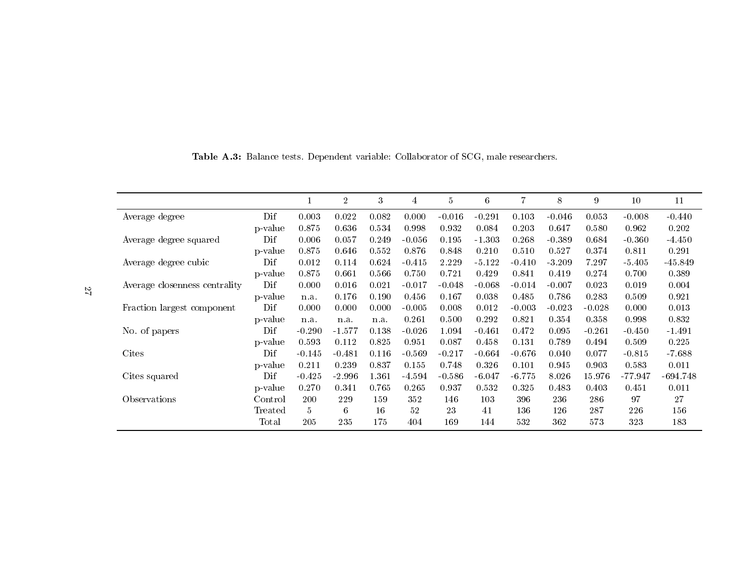**Table A.3:** Balance tests. Dependent variable: Collaborator of SCG, male researchers.

| | | 1 | 2 | 3 | 4 | 5 | 6 | 7 | 8 | 9 | 10 | 11 |
|---|---|---|---|---|---|---|---|---|---|---|---|---|
| Average degree | Dif | 0.003 | 0.022 | 0.082 | 0.000 | -0.016 | -0.291 | 0.103 | -0.046 | 0.053 | -0.008 | -0.440 |
| | p-value | 0.875 | 0.636 | 0.534 | 0.998 | 0.932 | 0.084 | 0.203 | 0.647 | 0.580 | 0.962 | 0.202 |
| Average degree squared | Dif | 0.006 | 0.057 | 0.249 | -0.056 | 0.195 | -1.303 | 0.268 | -0.389 | 0.684 | -0.360 | -4.450 |
| | p-value | 0.875 | 0.646 | 0.552 | 0.876 | 0.848 | 0.210 | 0.510 | 0.527 | 0.374 | 0.811 | 0.291 |
| Average degree cubic | Dif | 0.012 | 0.114 | 0.624 | -0.415 | 2.229 | -5.122 | -0.410 | -3.209 | 7.297 | -5.405 | -45.849 |
| | p-value | 0.875 | 0.661 | 0.566 | 0.750 | 0.721 | 0.429 | 0.841 | 0.419 | 0.274 | 0.700 | 0.389 |
| Average closenness centrality | Dif | 0.000 | 0.016 | 0.021 | -0.017 | -0.048 | -0.068 | -0.014 | -0.007 | 0.023 | 0.019 | 0.004 |
| | p-value | n.a. | 0.176 | 0.190 | 0.456 | 0.167 | 0.038 | 0.485 | 0.786 | 0.283 | 0.509 | 0.921 |
| Fraction largest component | Dif | 0.000 | 0.000 | 0.000 | -0.005 | 0.008 | 0.012 | -0.003 | -0.023 | -0.028 | 0.000 | 0.013 |
| | p-value | n.a. | n.a. | n.a. | 0.261 | 0.500 | 0.292 | 0.821 | 0.354 | 0.358 | 0.998 | 0.832 |
| No. of papers | Dif | -0.290 | -1.577 | 0.138 | -0.026 | 1.094 | -0.461 | 0.472 | 0.095 | -0.261 | -0.450 | -1.491 |
| | p-value | 0.593 | 0.112 | 0.825 | 0.951 | 0.087 | 0.458 | 0.131 | 0.789 | 0.494 | 0.509 | 0.225 |
| Cites | Dif | -0.145 | -0.481 | 0.116 | -0.569 | -0.217 | -0.664 | -0.676 | 0.040 | 0.077 | -0.815 | -7.688 |
| | p-value | 0.211 | 0.239 | 0.837 | 0.155 | 0.748 | 0.326 | 0.101 | 0.945 | 0.903 | 0.583 | 0.011 |
| Cites squared | Dif | -0.425 | -2.996 | 1.361 | -4.594 | -0.586 | -6.047 | -6.775 | 8.026 | 15.976 | -77.947 | -694.748 |
| | p-value | 0.270 | 0.341 | 0.765 | 0.265 | 0.937 | 0.532 | 0.325 | 0.483 | 0.403 | 0.451 | 0.011 |
| Observations | Control | 200 | 229 | 159 | 352 | 146 | 103 | 396 | 236 | 286 | 97 | 27 |
| | Treated | 5 | 6 | 16 | 52 | 23 | 41 | 136 | 126 | 287 | 226 | 156 |
| | Total | 205 | 235 | 175 | 404 | 169 | 144 | 532 | 362 | 573 | 323 | 183 |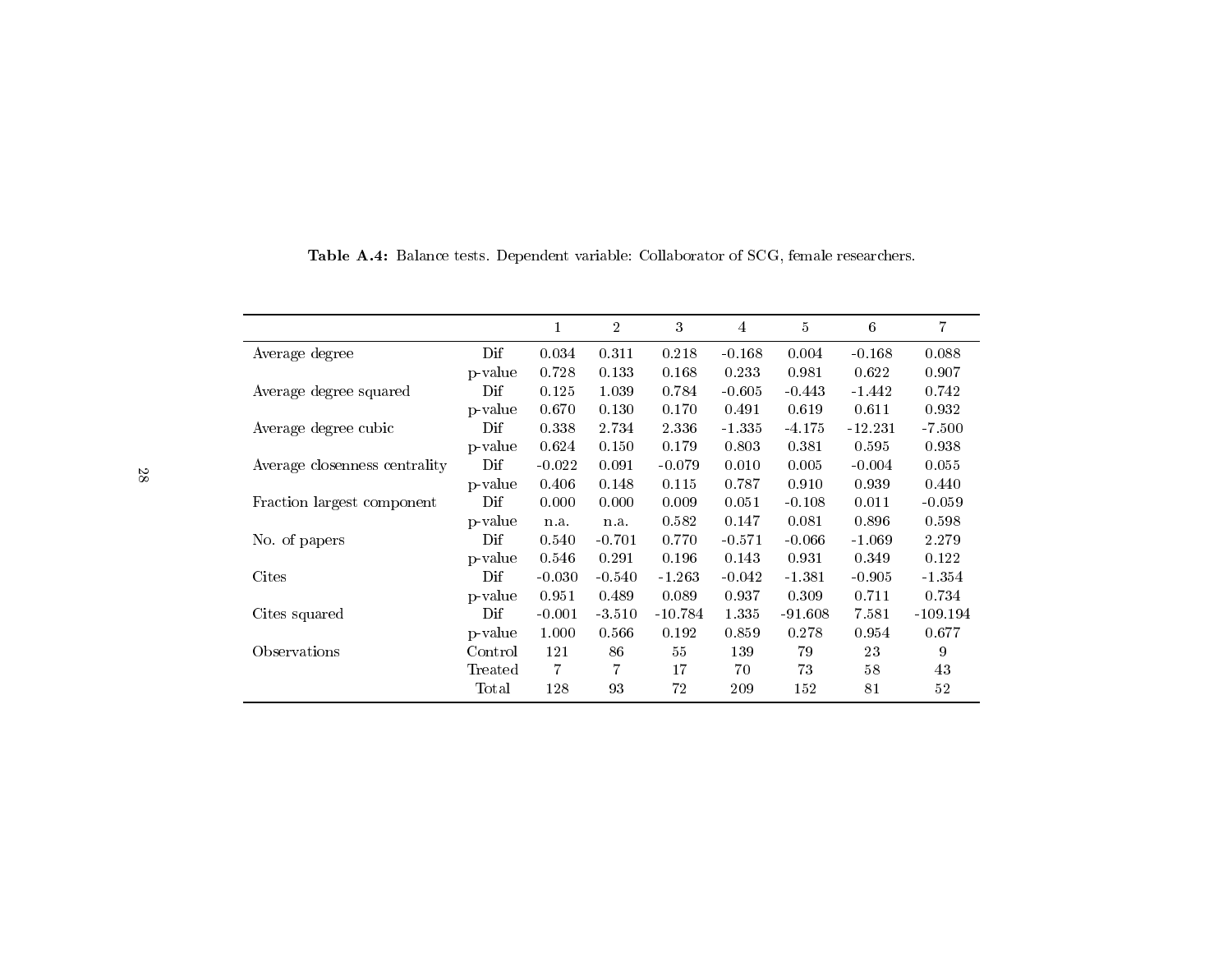**Table A.4:** Balance tests. Dependent variable: Collaborator of SCG, female researchers.

| | | 1 | 2 | 3 | 4 | 5 | 6 | 7 |
|---|---|---|---|---|---|---|---|---|
| Average degree | Dif | 0.034 | 0.311 | 0.218 | -0.168 | 0.004 | -0.168 | 0.088 |
| | p-value | 0.728 | 0.133 | 0.168 | 0.233 | 0.981 | 0.622 | 0.907 |
| Average degree squared | Dif | 0.125 | 1.039 | 0.784 | -0.605 | -0.443 | -1.442 | 0.742 |
| | p-value | 0.670 | 0.130 | 0.170 | 0.491 | 0.619 | 0.611 | 0.932 |
| Average degree cubic | Dif | 0.338 | 2.734 | 2.336 | -1.335 | -4.175 | -12.231 | -7.500 |
| | p-value | 0.624 | 0.150 | 0.179 | 0.803 | 0.381 | 0.595 | 0.938 |
| Average closenness centrality | Dif | -0.022 | 0.091 | -0.079 | 0.010 | 0.005 | -0.004 | 0.055 |
| | p-value | 0.406 | 0.148 | 0.115 | 0.787 | 0.910 | 0.939 | 0.440 |
| Fraction largest component | Dif | 0.000 | 0.000 | 0.009 | 0.051 | -0.108 | 0.011 | -0.059 |
| | p-value | n.a. | n.a. | 0.582 | 0.147 | 0.081 | 0.896 | 0.598 |
| No. of papers | Dif | 0.540 | -0.701 | 0.770 | -0.571 | -0.066 | -1.069 | 2.279 |
| | p-value | 0.546 | 0.291 | 0.196 | 0.143 | 0.931 | 0.349 | 0.122 |
| Cites | Dif | -0.030 | -0.540 | -1.263 | -0.042 | -1.381 | -0.905 | -1.354 |
| | p-value | 0.951 | 0.489 | 0.089 | 0.937 | 0.309 | 0.711 | 0.734 |
| Cites squared | Dif | -0.001 | -3.510 | -10.784 | 1.335 | -91.608 | 7.581 | -109.194 |
| | p-value | 1.000 | 0.566 | 0.192 | 0.859 | 0.278 | 0.954 | 0.677 |
| Observations | Control | 121 | 86 | 55 | 139 | 79 | 23 | 9 |
| | Treated | 7 | 7 | 17 | 70 | 73 | 58 | 43 |
| | Total | 128 | 93 | 72 | 209 | 152 | 81 | 52 |